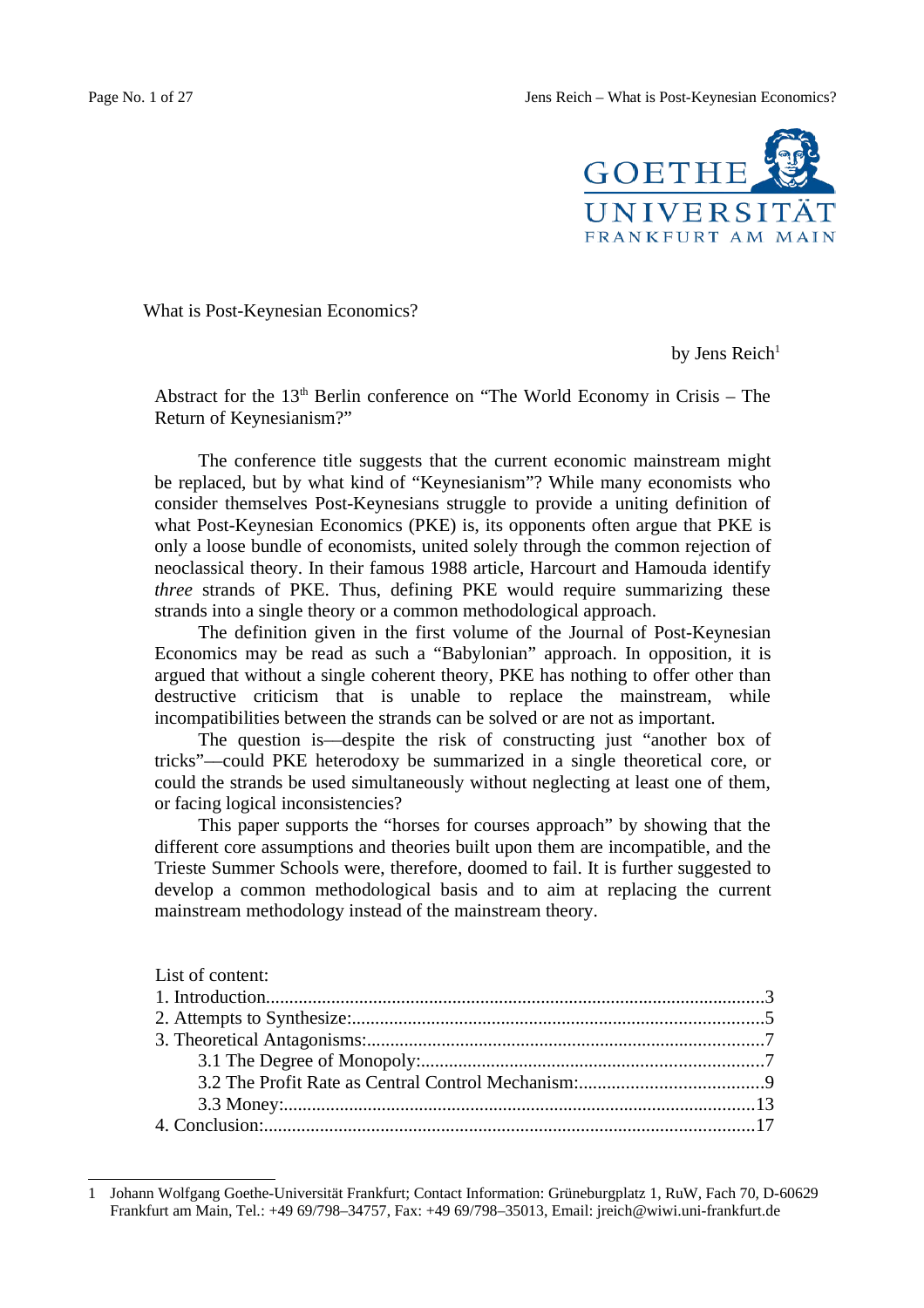# What is Post-Keynesian Economics?

by Jens Reich[1]

Abstract for the 13th Berlin conference on "The World Economy in Crisis – The Return of Keynesianism?"

The conference title suggests that the current economic mainstream might be replaced, but by what kind of "Keynesianism"? While many economists who consider themselves Post-Keynesians struggle to provide a uniting definition of what Post-Keynesian Economics (PKE) is, its opponents often argue that PKE is only a loose bundle of economists, united solely through the common rejection of neoclassical theory. In their famous 1988 article, Harcourt and Hamouda identify *three* strands of PKE. Thus, defining PKE would require summarizing these strands into a single theory or a common methodological approach.

The definition given in the first volume of the Journal of Post-Keynesian Economics may be read as such a "Babylonian" approach. In opposition, it is argued that without a single coherent theory, PKE has nothing to offer other than destructive criticism that is unable to replace the mainstream, while incompatibilities between the strands can be solved or are not as important.

The question is—despite the risk of constructing just "another box of tricks"—could PKE heterodoxy be summarized in a single theoretical core, or could the strands be used simultaneously without neglecting at least one of them, or facing logical inconsistencies?

This paper supports the "horses for courses approach" by showing that the different core assumptions and theories built upon them are incompatible, and the Trieste Summer Schools were, therefore, doomed to fail. It is further suggested to develop a common methodological basis and to aim at replacing the current mainstream methodology instead of the mainstream theory.

List of content:

1. Introduction....................3
2. Attempts to Synthesize:....................5
3. Theoretical Antagonisms:....................7
   - 3.1 The Degree of Monopoly:....................7
   - 3.2 The Profit Rate as Central Control Mechanism:....................9
   - 3.3 Money:....................13
4. Conclusion:....................17

[1] Johann Wolfgang Goethe-Universität Frankfurt; Contact Information: Grüneburgplatz 1, RuW, Fach 70, D-60629 Frankfurt am Main, Tel.: +49 69/798–34757, Fax: +49 69/798–35013, Email: jreich@wiwi.uni-frankfurt.de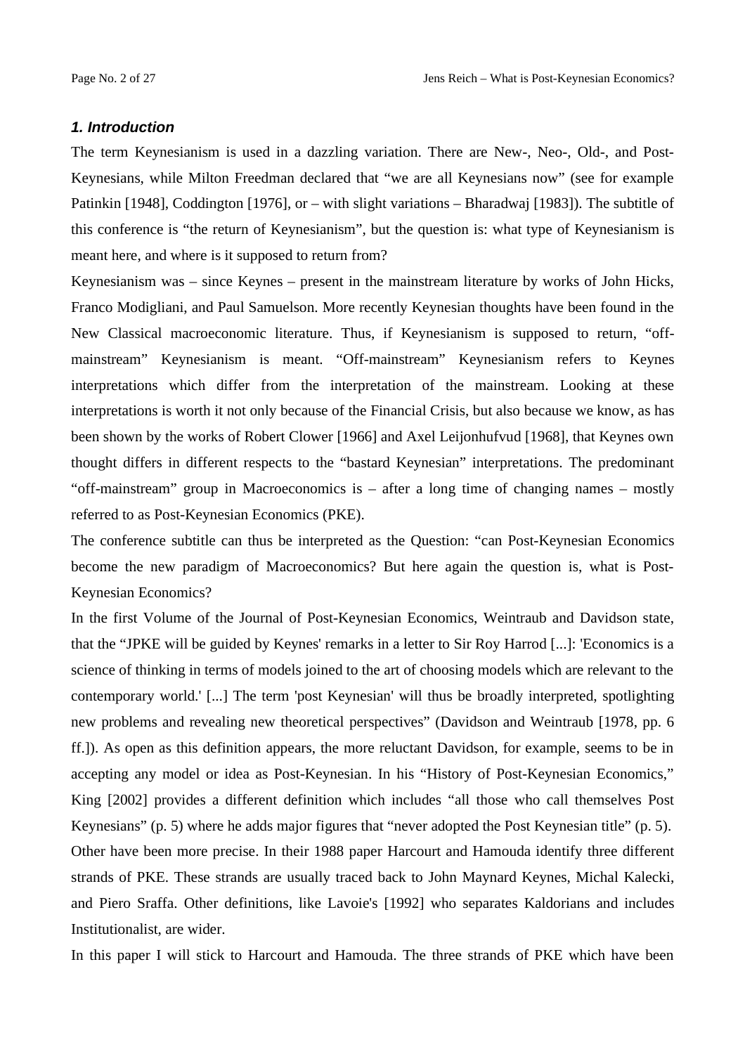### *1. Introduction*

The term Keynesianism is used in a dazzling variation. There are New-, Neo-, Old-, and Post-Keynesians, while Milton Freedman declared that "we are all Keynesians now" (see for example Patinkin [1948], Coddington [1976], or – with slight variations – Bharadwaj [1983]). The subtitle of this conference is "the return of Keynesianism", but the question is: what type of Keynesianism is meant here, and where is it supposed to return from?

Keynesianism was – since Keynes – present in the mainstream literature by works of John Hicks, Franco Modigliani, and Paul Samuelson. More recently Keynesian thoughts have been found in the New Classical macroeconomic literature. Thus, if Keynesianism is supposed to return, "off-mainstream" Keynesianism is meant. "Off-mainstream" Keynesianism refers to Keynes interpretations which differ from the interpretation of the mainstream. Looking at these interpretations is worth it not only because of the Financial Crisis, but also because we know, as has been shown by the works of Robert Clower [1966] and Axel Leijonhufvud [1968], that Keynes own thought differs in different respects to the "bastard Keynesian" interpretations. The predominant "off-mainstream" group in Macroeconomics is – after a long time of changing names – mostly referred to as Post-Keynesian Economics (PKE).

The conference subtitle can thus be interpreted as the Question: "can Post-Keynesian Economics become the new paradigm of Macroeconomics? But here again the question is, what is Post-Keynesian Economics?

In the first Volume of the Journal of Post-Keynesian Economics, Weintraub and Davidson state, that the "JPKE will be guided by Keynes' remarks in a letter to Sir Roy Harrod [...]: 'Economics is a science of thinking in terms of models joined to the art of choosing models which are relevant to the contemporary world.' [...] The term 'post Keynesian' will thus be broadly interpreted, spotlighting new problems and revealing new theoretical perspectives" (Davidson and Weintraub [1978, pp. 6 ff.]). As open as this definition appears, the more reluctant Davidson, for example, seems to be in accepting any model or idea as Post-Keynesian. In his "History of Post-Keynesian Economics," King [2002] provides a different definition which includes "all those who call themselves Post Keynesians" (p. 5) where he adds major figures that "never adopted the Post Keynesian title" (p. 5). Other have been more precise. In their 1988 paper Harcourt and Hamouda identify three different strands of PKE. These strands are usually traced back to John Maynard Keynes, Michal Kalecki, and Piero Sraffa. Other definitions, like Lavoie's [1992] who separates Kaldorians and includes Institutionalist, are wider.

In this paper I will stick to Harcourt and Hamouda. The three strands of PKE which have been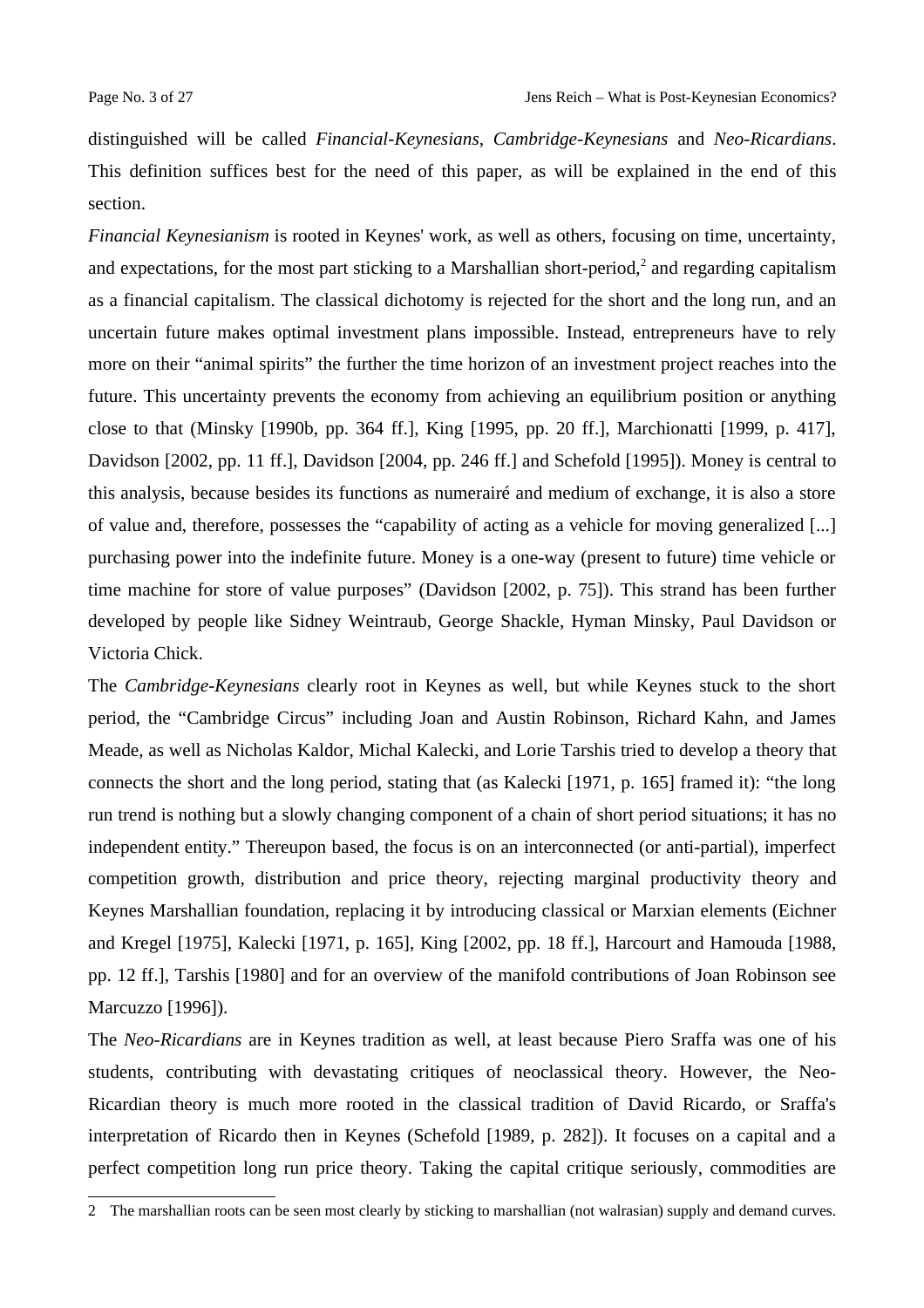distinguished will be called *Financial-Keynesians*, *Cambridge-Keynesians* and *Neo-Ricardians*. This definition suffices best for the need of this paper, as will be explained in the end of this section.

*Financial Keynesianism* is rooted in Keynes' work, as well as others, focusing on time, uncertainty, and expectations, for the most part sticking to a Marshallian short-period,[2] and regarding capitalism as a financial capitalism. The classical dichotomy is rejected for the short and the long run, and an uncertain future makes optimal investment plans impossible. Instead, entrepreneurs have to rely more on their "animal spirits" the further the time horizon of an investment project reaches into the future. This uncertainty prevents the economy from achieving an equilibrium position or anything close to that (Minsky [1990b, pp. 364 ff.], King [1995, pp. 20 ff.], Marchionatti [1999, p. 417], Davidson [2002, pp. 11 ff.], Davidson [2004, pp. 246 ff.] and Schefold [1995]). Money is central to this analysis, because besides its functions as numerairé and medium of exchange, it is also a store of value and, therefore, possesses the "capability of acting as a vehicle for moving generalized [...] purchasing power into the indefinite future. Money is a one-way (present to future) time vehicle or time machine for store of value purposes" (Davidson [2002, p. 75]). This strand has been further developed by people like Sidney Weintraub, George Shackle, Hyman Minsky, Paul Davidson or Victoria Chick.

The *Cambridge-Keynesians* clearly root in Keynes as well, but while Keynes stuck to the short period, the "Cambridge Circus" including Joan and Austin Robinson, Richard Kahn, and James Meade, as well as Nicholas Kaldor, Michal Kalecki, and Lorie Tarshis tried to develop a theory that connects the short and the long period, stating that (as Kalecki [1971, p. 165] framed it): "the long run trend is nothing but a slowly changing component of a chain of short period situations; it has no independent entity." Thereupon based, the focus is on an interconnected (or anti-partial), imperfect competition growth, distribution and price theory, rejecting marginal productivity theory and Keynes Marshallian foundation, replacing it by introducing classical or Marxian elements (Eichner and Kregel [1975], Kalecki [1971, p. 165], King [2002, pp. 18 ff.], Harcourt and Hamouda [1988, pp. 12 ff.], Tarshis [1980] and for an overview of the manifold contributions of Joan Robinson see Marcuzzo [1996]).

The *Neo-Ricardians* are in Keynes tradition as well, at least because Piero Sraffa was one of his students, contributing with devastating critiques of neoclassical theory. However, the Neo-Ricardian theory is much more rooted in the classical tradition of David Ricardo, or Sraffa's interpretation of Ricardo then in Keynes (Schefold [1989, p. 282]). It focuses on a capital and a perfect competition long run price theory. Taking the capital critique seriously, commodities are

---

2 The marshallian roots can be seen most clearly by sticking to marshallian (not walrasian) supply and demand curves.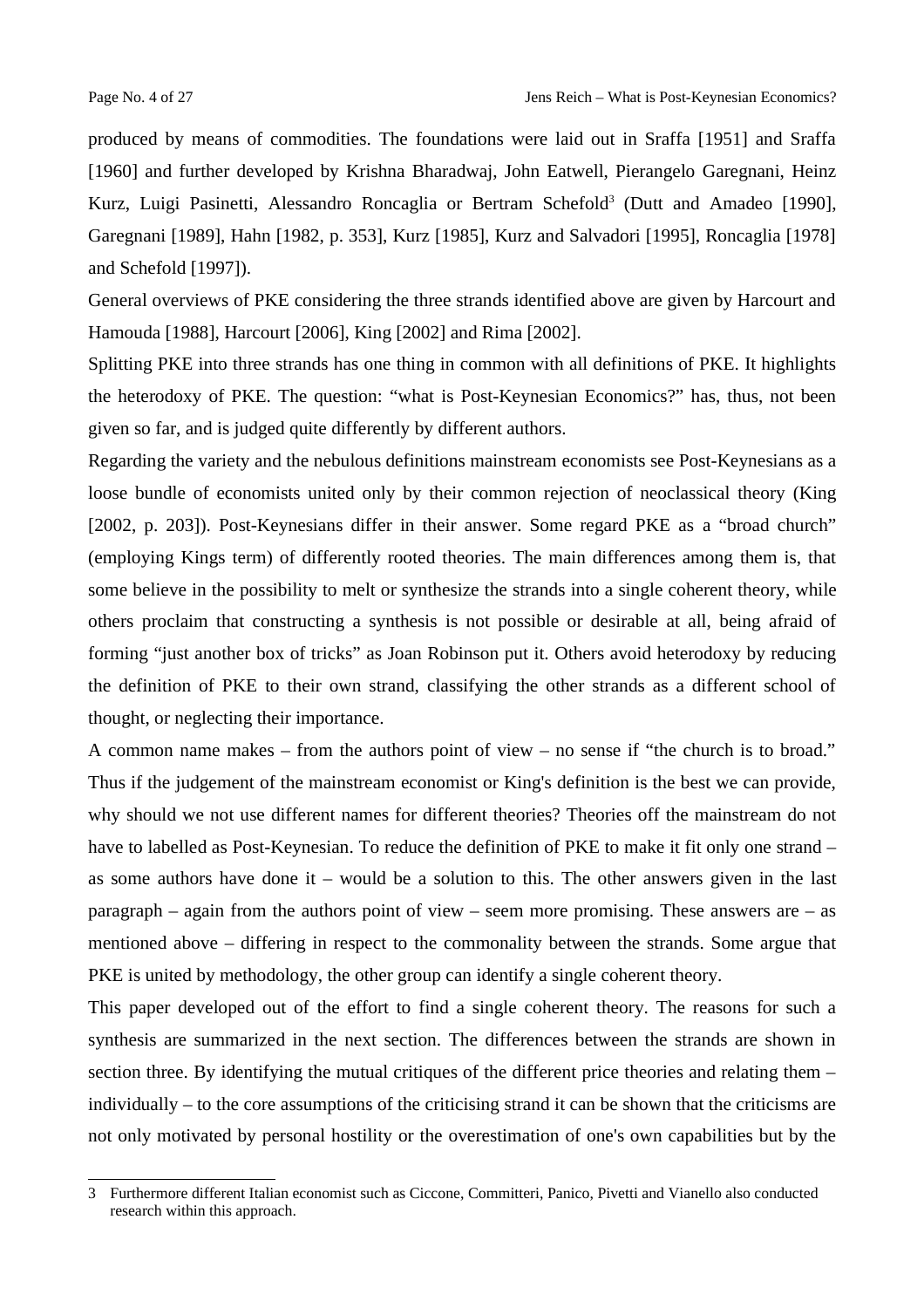produced by means of commodities. The foundations were laid out in Sraffa [1951] and Sraffa [1960] and further developed by Krishna Bharadwaj, John Eatwell, Pierangelo Garegnani, Heinz Kurz, Luigi Pasinetti, Alessandro Roncaglia or Bertram Schefold[3] (Dutt and Amadeo [1990], Garegnani [1989], Hahn [1982, p. 353], Kurz [1985], Kurz and Salvadori [1995], Roncaglia [1978] and Schefold [1997]).

General overviews of PKE considering the three strands identified above are given by Harcourt and Hamouda [1988], Harcourt [2006], King [2002] and Rima [2002].

Splitting PKE into three strands has one thing in common with all definitions of PKE. It highlights the heterodoxy of PKE. The question: "what is Post-Keynesian Economics?" has, thus, not been given so far, and is judged quite differently by different authors.

Regarding the variety and the nebulous definitions mainstream economists see Post-Keynesians as a loose bundle of economists united only by their common rejection of neoclassical theory (King [2002, p. 203]). Post-Keynesians differ in their answer. Some regard PKE as a "broad church" (employing Kings term) of differently rooted theories. The main differences among them is, that some believe in the possibility to melt or synthesize the strands into a single coherent theory, while others proclaim that constructing a synthesis is not possible or desirable at all, being afraid of forming "just another box of tricks" as Joan Robinson put it. Others avoid heterodoxy by reducing the definition of PKE to their own strand, classifying the other strands as a different school of thought, or neglecting their importance.

A common name makes – from the authors point of view – no sense if "the church is to broad." Thus if the judgement of the mainstream economist or King's definition is the best we can provide, why should we not use different names for different theories? Theories off the mainstream do not have to labelled as Post-Keynesian. To reduce the definition of PKE to make it fit only one strand – as some authors have done it – would be a solution to this. The other answers given in the last paragraph – again from the authors point of view – seem more promising. These answers are – as mentioned above – differing in respect to the commonality between the strands. Some argue that PKE is united by methodology, the other group can identify a single coherent theory.

This paper developed out of the effort to find a single coherent theory. The reasons for such a synthesis are summarized in the next section. The differences between the strands are shown in section three. By identifying the mutual critiques of the different price theories and relating them – individually – to the core assumptions of the criticising strand it can be shown that the criticisms are not only motivated by personal hostility or the overestimation of one's own capabilities but by the

[3] Furthermore different Italian economist such as Ciccone, Committeri, Panico, Pivetti and Vianello also conducted research within this approach.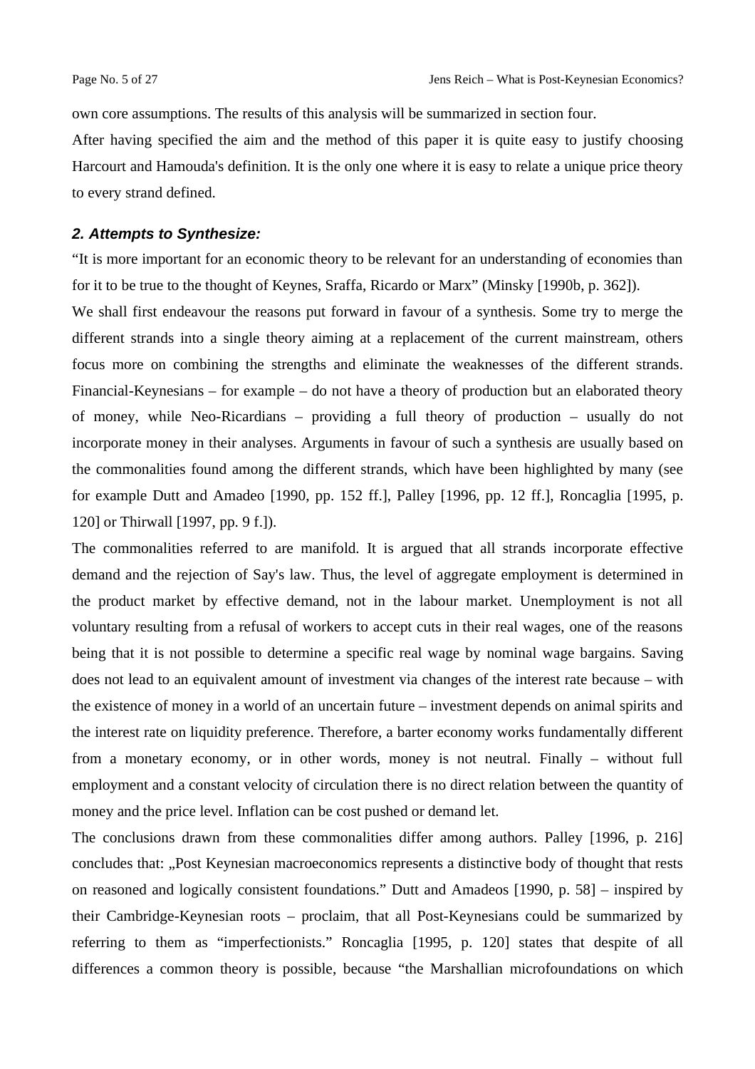own core assumptions. The results of this analysis will be summarized in section four.

After having specified the aim and the method of this paper it is quite easy to justify choosing Harcourt and Hamouda's definition. It is the only one where it is easy to relate a unique price theory to every strand defined.

### *2. Attempts to Synthesize:*

"It is more important for an economic theory to be relevant for an understanding of economies than for it to be true to the thought of Keynes, Sraffa, Ricardo or Marx" (Minsky [1990b, p. 362]).

We shall first endeavour the reasons put forward in favour of a synthesis. Some try to merge the different strands into a single theory aiming at a replacement of the current mainstream, others focus more on combining the strengths and eliminate the weaknesses of the different strands. Financial-Keynesians – for example – do not have a theory of production but an elaborated theory of money, while Neo-Ricardians – providing a full theory of production – usually do not incorporate money in their analyses. Arguments in favour of such a synthesis are usually based on the commonalities found among the different strands, which have been highlighted by many (see for example Dutt and Amadeo [1990, pp. 152 ff.], Palley [1996, pp. 12 ff.], Roncaglia [1995, p. 120] or Thirwall [1997, pp. 9 f.]).

The commonalities referred to are manifold. It is argued that all strands incorporate effective demand and the rejection of Say's law. Thus, the level of aggregate employment is determined in the product market by effective demand, not in the labour market. Unemployment is not all voluntary resulting from a refusal of workers to accept cuts in their real wages, one of the reasons being that it is not possible to determine a specific real wage by nominal wage bargains. Saving does not lead to an equivalent amount of investment via changes of the interest rate because – with the existence of money in a world of an uncertain future – investment depends on animal spirits and the interest rate on liquidity preference. Therefore, a barter economy works fundamentally different from a monetary economy, or in other words, money is not neutral. Finally – without full employment and a constant velocity of circulation there is no direct relation between the quantity of money and the price level. Inflation can be cost pushed or demand let.

The conclusions drawn from these commonalities differ among authors. Palley [1996, p. 216] concludes that: „Post Keynesian macroeconomics represents a distinctive body of thought that rests on reasoned and logically consistent foundations." Dutt and Amadeos [1990, p. 58] – inspired by their Cambridge-Keynesian roots – proclaim, that all Post-Keynesians could be summarized by referring to them as "imperfectionists." Roncaglia [1995, p. 120] states that despite of all differences a common theory is possible, because "the Marshallian microfoundations on which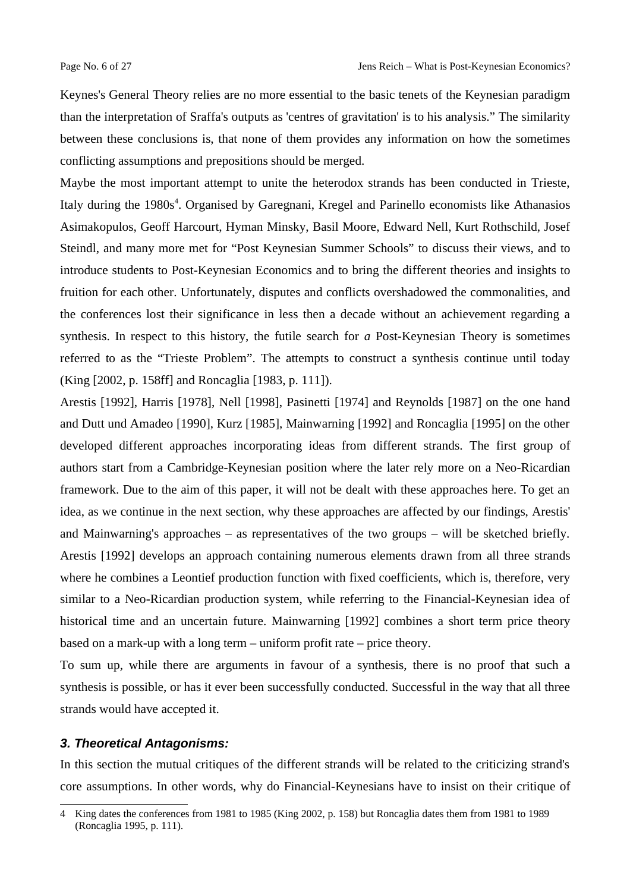Keynes's General Theory relies are no more essential to the basic tenets of the Keynesian paradigm than the interpretation of Sraffa's outputs as 'centres of gravitation' is to his analysis." The similarity between these conclusions is, that none of them provides any information on how the sometimes conflicting assumptions and prepositions should be merged.

Maybe the most important attempt to unite the heterodox strands has been conducted in Trieste, Italy during the 1980s[4]. Organised by Garegnani, Kregel and Parinello economists like Athanasios Asimakopulos, Geoff Harcourt, Hyman Minsky, Basil Moore, Edward Nell, Kurt Rothschild, Josef Steindl, and many more met for "Post Keynesian Summer Schools" to discuss their views, and to introduce students to Post-Keynesian Economics and to bring the different theories and insights to fruition for each other. Unfortunately, disputes and conflicts overshadowed the commonalities, and the conferences lost their significance in less then a decade without an achievement regarding a synthesis. In respect to this history, the futile search for *a* Post-Keynesian Theory is sometimes referred to as the "Trieste Problem". The attempts to construct a synthesis continue until today (King [2002, p. 158ff] and Roncaglia [1983, p. 111]).

Arestis [1992], Harris [1978], Nell [1998], Pasinetti [1974] and Reynolds [1987] on the one hand and Dutt und Amadeo [1990], Kurz [1985], Mainwarning [1992] and Roncaglia [1995] on the other developed different approaches incorporating ideas from different strands. The first group of authors start from a Cambridge-Keynesian position where the later rely more on a Neo-Ricardian framework. Due to the aim of this paper, it will not be dealt with these approaches here. To get an idea, as we continue in the next section, why these approaches are affected by our findings, Arestis' and Mainwarning's approaches – as representatives of the two groups – will be sketched briefly. Arestis [1992] develops an approach containing numerous elements drawn from all three strands where he combines a Leontief production function with fixed coefficients, which is, therefore, very similar to a Neo-Ricardian production system, while referring to the Financial-Keynesian idea of historical time and an uncertain future. Mainwarning [1992] combines a short term price theory based on a mark-up with a long term – uniform profit rate – price theory.

To sum up, while there are arguments in favour of a synthesis, there is no proof that such a synthesis is possible, or has it ever been successfully conducted. Successful in the way that all three strands would have accepted it.

### 3. Theoretical Antagonisms:

In this section the mutual critiques of the different strands will be related to the criticizing strand's core assumptions. In other words, why do Financial-Keynesians have to insist on their critique of

---

4 King dates the conferences from 1981 to 1985 (King 2002, p. 158) but Roncaglia dates them from 1981 to 1989 (Roncaglia 1995, p. 111).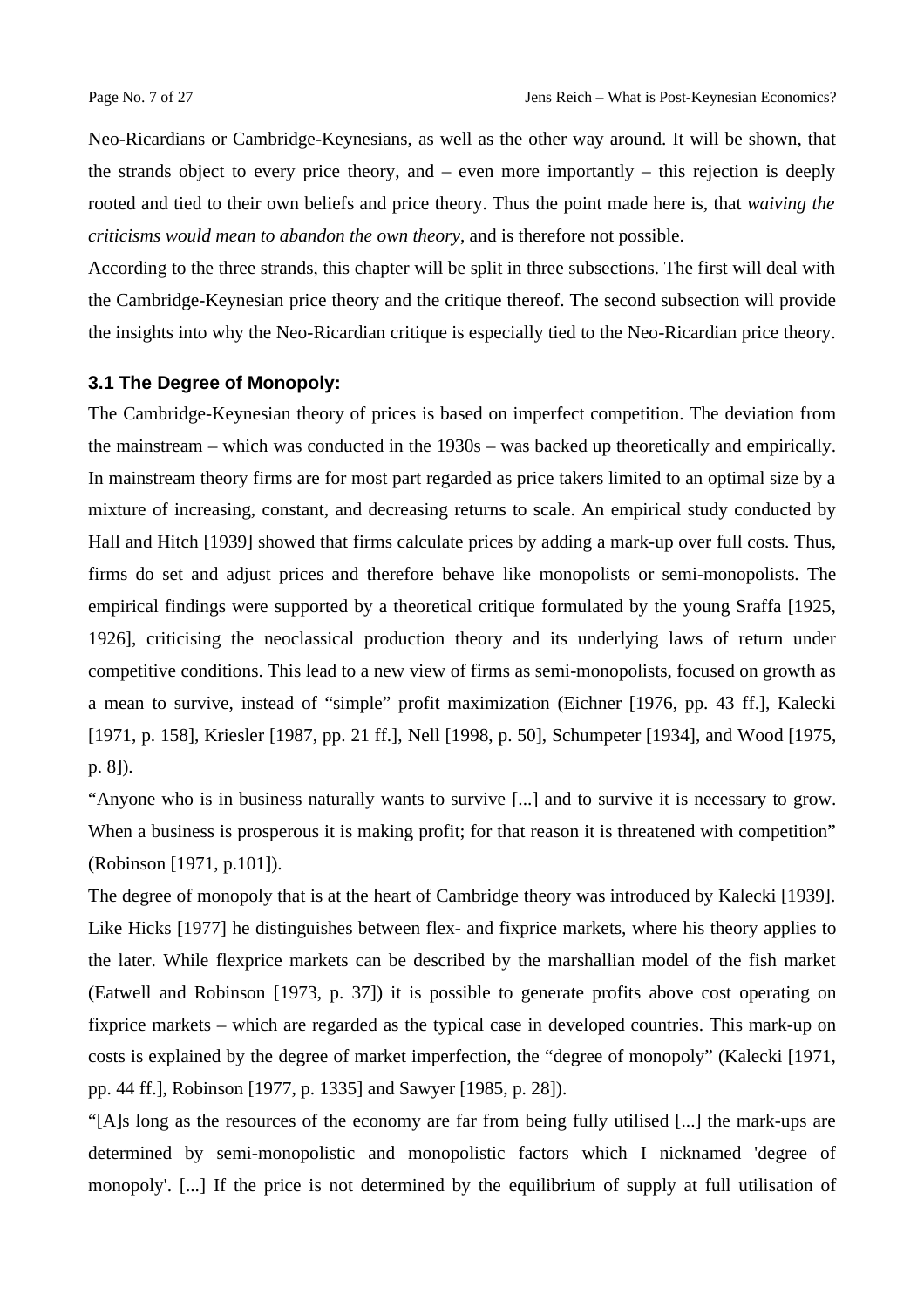Neo-Ricardians or Cambridge-Keynesians, as well as the other way around. It will be shown, that the strands object to every price theory, and – even more importantly – this rejection is deeply rooted and tied to their own beliefs and price theory. Thus the point made here is, that *waiving the criticisms would mean to abandon the own theory*, and is therefore not possible.

According to the three strands, this chapter will be split in three subsections. The first will deal with the Cambridge-Keynesian price theory and the critique thereof. The second subsection will provide the insights into why the Neo-Ricardian critique is especially tied to the Neo-Ricardian price theory.

### 3.1 The Degree of Monopoly:

The Cambridge-Keynesian theory of prices is based on imperfect competition. The deviation from the mainstream – which was conducted in the 1930s – was backed up theoretically and empirically. In mainstream theory firms are for most part regarded as price takers limited to an optimal size by a mixture of increasing, constant, and decreasing returns to scale. An empirical study conducted by Hall and Hitch [1939] showed that firms calculate prices by adding a mark-up over full costs. Thus, firms do set and adjust prices and therefore behave like monopolists or semi-monopolists. The empirical findings were supported by a theoretical critique formulated by the young Sraffa [1925, 1926], criticising the neoclassical production theory and its underlying laws of return under competitive conditions. This lead to a new view of firms as semi-monopolists, focused on growth as a mean to survive, instead of "simple" profit maximization (Eichner [1976, pp. 43 ff.], Kalecki [1971, p. 158], Kriesler [1987, pp. 21 ff.], Nell [1998, p. 50], Schumpeter [1934], and Wood [1975, p. 8]).

"Anyone who is in business naturally wants to survive [...] and to survive it is necessary to grow. When a business is prosperous it is making profit; for that reason it is threatened with competition" (Robinson [1971, p.101]).

The degree of monopoly that is at the heart of Cambridge theory was introduced by Kalecki [1939]. Like Hicks [1977] he distinguishes between flex- and fixprice markets, where his theory applies to the later. While flexprice markets can be described by the marshallian model of the fish market (Eatwell and Robinson [1973, p. 37]) it is possible to generate profits above cost operating on fixprice markets – which are regarded as the typical case in developed countries. This mark-up on costs is explained by the degree of market imperfection, the "degree of monopoly" (Kalecki [1971, pp. 44 ff.], Robinson [1977, p. 1335] and Sawyer [1985, p. 28]).

"[A]s long as the resources of the economy are far from being fully utilised [...] the mark-ups are determined by semi-monopolistic and monopolistic factors which I nicknamed 'degree of monopoly'. [...] If the price is not determined by the equilibrium of supply at full utilisation of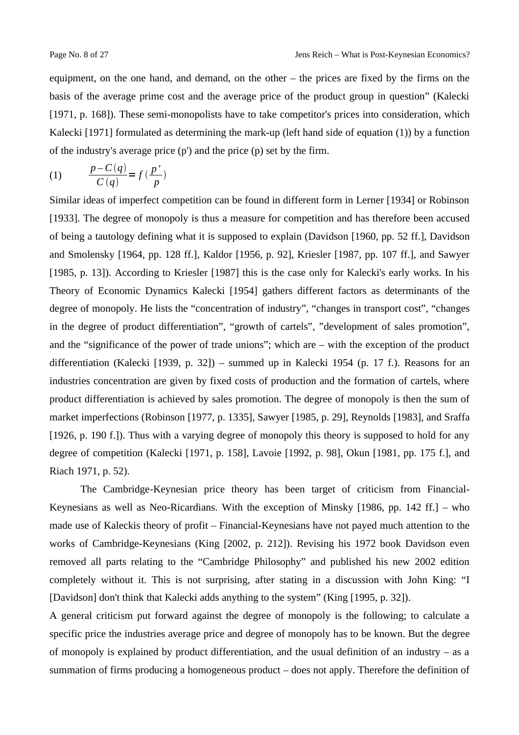equipment, on the one hand, and demand, on the other – the prices are fixed by the firms on the basis of the average prime cost and the average price of the product group in question" (Kalecki [1971, p. 168]). These semi-monopolists have to take competitor's prices into consideration, which Kalecki [1971] formulated as determining the mark-up (left hand side of equation (1)) by a function of the industry's average price (p') and the price (p) set by the firm.

$$\text{(1)} \qquad \frac{p - C(q)}{C(q)} = f\left(\frac{p'}{p}\right)$$

Similar ideas of imperfect competition can be found in different form in Lerner [1934] or Robinson [1933]. The degree of monopoly is thus a measure for competition and has therefore been accused of being a tautology defining what it is supposed to explain (Davidson [1960, pp. 52 ff.], Davidson and Smolensky [1964, pp. 128 ff.], Kaldor [1956, p. 92], Kriesler [1987, pp. 107 ff.], and Sawyer [1985, p. 13]). According to Kriesler [1987] this is the case only for Kalecki's early works. In his Theory of Economic Dynamics Kalecki [1954] gathers different factors as determinants of the degree of monopoly. He lists the "concentration of industry", "changes in transport cost", "changes in the degree of product differentiation", "growth of cartels", "development of sales promotion", and the "significance of the power of trade unions"; which are – with the exception of the product differentiation (Kalecki [1939, p. 32]) – summed up in Kalecki 1954 (p. 17 f.). Reasons for an industries concentration are given by fixed costs of production and the formation of cartels, where product differentiation is achieved by sales promotion. The degree of monopoly is then the sum of market imperfections (Robinson [1977, p. 1335], Sawyer [1985, p. 29], Reynolds [1983], and Sraffa [1926, p. 190 f.]). Thus with a varying degree of monopoly this theory is supposed to hold for any degree of competition (Kalecki [1971, p. 158], Lavoie [1992, p. 98], Okun [1981, pp. 175 f.], and Riach 1971, p. 52).

The Cambridge-Keynesian price theory has been target of criticism from Financial-Keynesians as well as Neo-Ricardians. With the exception of Minsky [1986, pp. 142 ff.] – who made use of Kaleckis theory of profit – Financial-Keynesians have not payed much attention to the works of Cambridge-Keynesians (King [2002, p. 212]). Revising his 1972 book Davidson even removed all parts relating to the "Cambridge Philosophy" and published his new 2002 edition completely without it. This is not surprising, after stating in a discussion with John King: "I [Davidson] don't think that Kalecki adds anything to the system" (King [1995, p. 32]).

A general criticism put forward against the degree of monopoly is the following; to calculate a specific price the industries average price and degree of monopoly has to be known. But the degree of monopoly is explained by product differentiation, and the usual definition of an industry – as a summation of firms producing a homogeneous product – does not apply. Therefore the definition of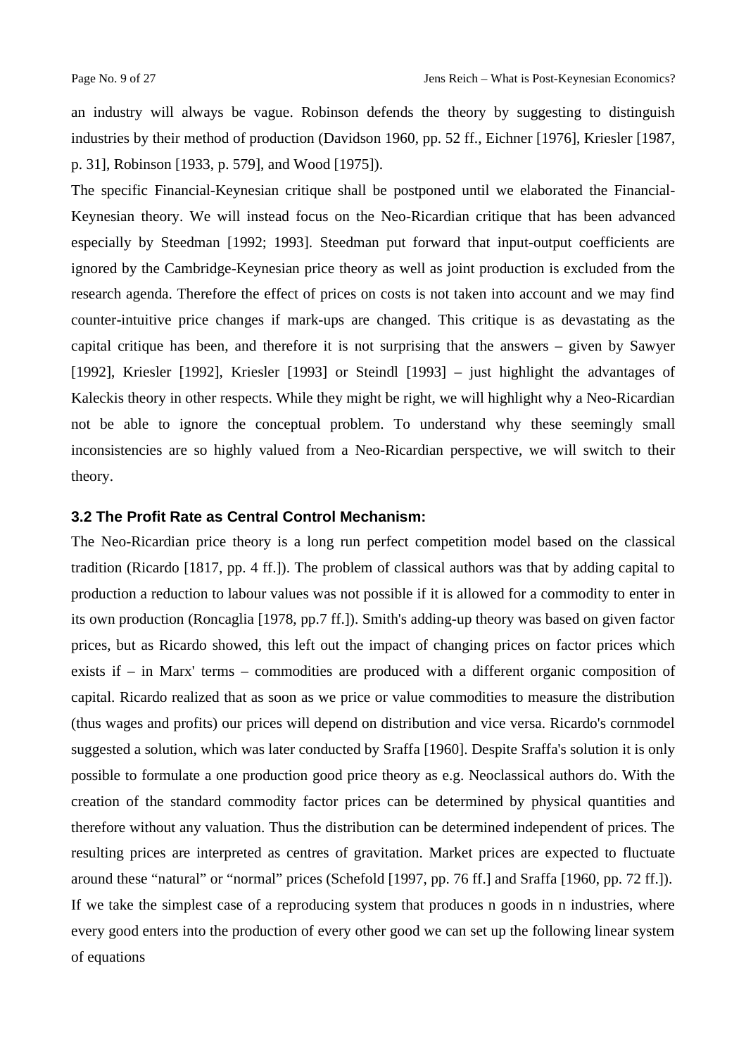an industry will always be vague. Robinson defends the theory by suggesting to distinguish industries by their method of production (Davidson 1960, pp. 52 ff., Eichner [1976], Kriesler [1987, p. 31], Robinson [1933, p. 579], and Wood [1975]).

The specific Financial-Keynesian critique shall be postponed until we elaborated the Financial-Keynesian theory. We will instead focus on the Neo-Ricardian critique that has been advanced especially by Steedman [1992; 1993]. Steedman put forward that input-output coefficients are ignored by the Cambridge-Keynesian price theory as well as joint production is excluded from the research agenda. Therefore the effect of prices on costs is not taken into account and we may find counter-intuitive price changes if mark-ups are changed. This critique is as devastating as the capital critique has been, and therefore it is not surprising that the answers – given by Sawyer [1992], Kriesler [1992], Kriesler [1993] or Steindl [1993] – just highlight the advantages of Kaleckis theory in other respects. While they might be right, we will highlight why a Neo-Ricardian not be able to ignore the conceptual problem. To understand why these seemingly small inconsistencies are so highly valued from a Neo-Ricardian perspective, we will switch to their theory.

### 3.2 The Profit Rate as Central Control Mechanism:

The Neo-Ricardian price theory is a long run perfect competition model based on the classical tradition (Ricardo [1817, pp. 4 ff.]). The problem of classical authors was that by adding capital to production a reduction to labour values was not possible if it is allowed for a commodity to enter in its own production (Roncaglia [1978, pp.7 ff.]). Smith's adding-up theory was based on given factor prices, but as Ricardo showed, this left out the impact of changing prices on factor prices which exists if – in Marx' terms – commodities are produced with a different organic composition of capital. Ricardo realized that as soon as we price or value commodities to measure the distribution (thus wages and profits) our prices will depend on distribution and vice versa. Ricardo's cornmodel suggested a solution, which was later conducted by Sraffa [1960]. Despite Sraffa's solution it is only possible to formulate a one production good price theory as e.g. Neoclassical authors do. With the creation of the standard commodity factor prices can be determined by physical quantities and therefore without any valuation. Thus the distribution can be determined independent of prices. The resulting prices are interpreted as centres of gravitation. Market prices are expected to fluctuate around these "natural" or "normal" prices (Schefold [1997, pp. 76 ff.] and Sraffa [1960, pp. 72 ff.]).

If we take the simplest case of a reproducing system that produces n goods in n industries, where every good enters into the production of every other good we can set up the following linear system of equations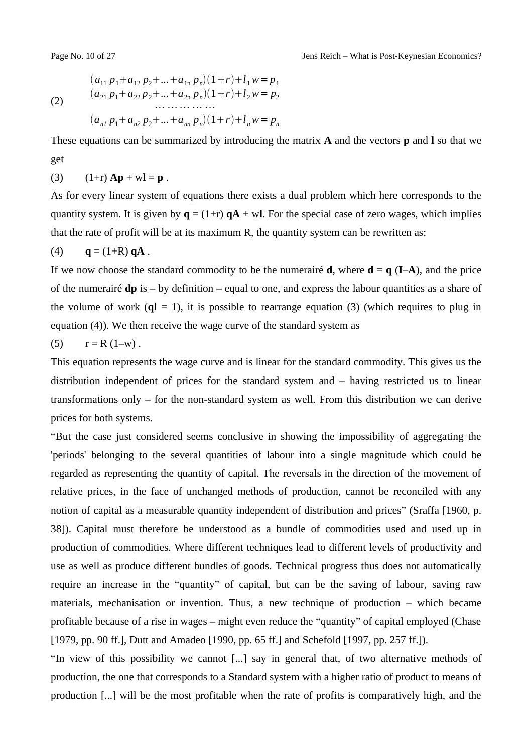$$
(2) \qquad
\begin{array}{c}
(a_{11}\, p_1 + a_{12}\, p_2 + \ldots + a_{1n}\, p_n)(1+r) + l_1\, w = p_1 \\
(a_{21}\, p_1 + a_{22}\, p_2 + \ldots + a_{2n}\, p_n)(1+r) + l_2\, w = p_2 \\
\ldots\ldots\ldots\ldots\ldots \\
(a_{n1}\, p_1 + a_{n2}\, p_2 + \ldots + a_{nn}\, p_n)(1+r) + l_n\, w = p_n
\end{array}
$$

These equations can be summarized by introducing the matrix **A** and the vectors **p** and **l** so that we get

(3) $\quad (1+r)\, \mathbf{Ap} + w\mathbf{l} = \mathbf{p}$ .

As for every linear system of equations there exists a dual problem which here corresponds to the quantity system. It is given by $\mathbf{q} = (1+r)\, \mathbf{qA} + w\mathbf{l}$. For the special case of zero wages, which implies that the rate of profit will be at its maximum R, the quantity system can be rewritten as:

(4) $\quad \mathbf{q} = (1+R)\, \mathbf{qA}$ .

If we now choose the standard commodity to be the numerairé **d**, where $\mathbf{d} = \mathbf{q}\,(\mathbf{I}–\mathbf{A})$, and the price of the numerairé **dp** is – by definition – equal to one, and express the labour quantities as a share of the volume of work ($\mathbf{ql} = 1$), it is possible to rearrange equation (3) (which requires to plug in equation (4)). We then receive the wage curve of the standard system as

(5) $\quad r = R\,(1–w)$ .

This equation represents the wage curve and is linear for the standard commodity. This gives us the distribution independent of prices for the standard system and – having restricted us to linear transformations only – for the non-standard system as well. From this distribution we can derive prices for both systems.

"But the case just considered seems conclusive in showing the impossibility of aggregating the 'periods' belonging to the several quantities of labour into a single magnitude which could be regarded as representing the quantity of capital. The reversals in the direction of the movement of relative prices, in the face of unchanged methods of production, cannot be reconciled with any notion of capital as a measurable quantity independent of distribution and prices" (Sraffa [1960, p. 38]). Capital must therefore be understood as a bundle of commodities used and used up in production of commodities. Where different techniques lead to different levels of productivity and use as well as produce different bundles of goods. Technical progress thus does not automatically require an increase in the "quantity" of capital, but can be the saving of labour, saving raw materials, mechanisation or invention. Thus, a new technique of production – which became profitable because of a rise in wages – might even reduce the "quantity" of capital employed (Chase [1979, pp. 90 ff.], Dutt and Amadeo [1990, pp. 65 ff.] and Schefold [1997, pp. 257 ff.]).

"In view of this possibility we cannot [...] say in general that, of two alternative methods of production, the one that corresponds to a Standard system with a higher ratio of product to means of production [...] will be the most profitable when the rate of profits is comparatively high, and the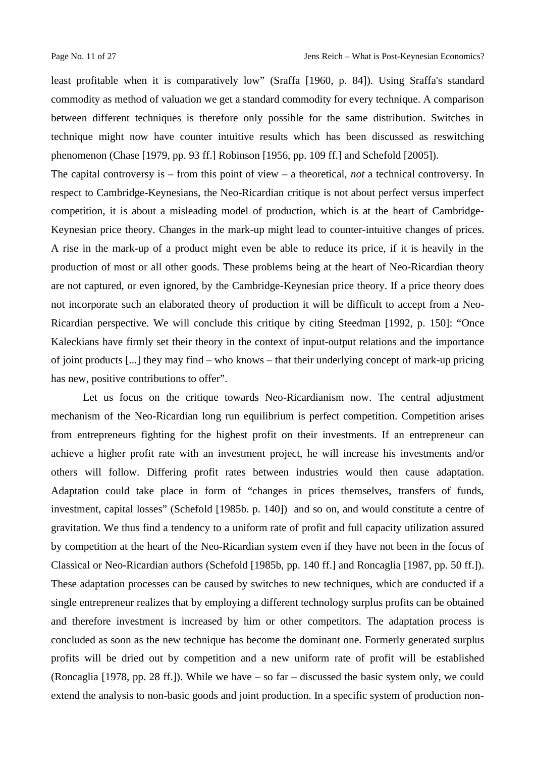least profitable when it is comparatively low" (Sraffa [1960, p. 84]). Using Sraffa's standard commodity as method of valuation we get a standard commodity for every technique. A comparison between different techniques is therefore only possible for the same distribution. Switches in technique might now have counter intuitive results which has been discussed as reswitching phenomenon (Chase [1979, pp. 93 ff.] Robinson [1956, pp. 109 ff.] and Schefold [2005]).
The capital controversy is – from this point of view – a theoretical, *not* a technical controversy. In respect to Cambridge-Keynesians, the Neo-Ricardian critique is not about perfect versus imperfect competition, it is about a misleading model of production, which is at the heart of Cambridge-Keynesian price theory. Changes in the mark-up might lead to counter-intuitive changes of prices. A rise in the mark-up of a product might even be able to reduce its price, if it is heavily in the production of most or all other goods. These problems being at the heart of Neo-Ricardian theory are not captured, or even ignored, by the Cambridge-Keynesian price theory. If a price theory does not incorporate such an elaborated theory of production it will be difficult to accept from a Neo-Ricardian perspective. We will conclude this critique by citing Steedman [1992, p. 150]: "Once Kaleckians have firmly set their theory in the context of input-output relations and the importance of joint products [...] they may find – who knows – that their underlying concept of mark-up pricing has new, positive contributions to offer".

Let us focus on the critique towards Neo-Ricardianism now. The central adjustment mechanism of the Neo-Ricardian long run equilibrium is perfect competition. Competition arises from entrepreneurs fighting for the highest profit on their investments. If an entrepreneur can achieve a higher profit rate with an investment project, he will increase his investments and/or others will follow. Differing profit rates between industries would then cause adaptation. Adaptation could take place in form of "changes in prices themselves, transfers of funds, investment, capital losses" (Schefold [1985b. p. 140]) and so on, and would constitute a centre of gravitation. We thus find a tendency to a uniform rate of profit and full capacity utilization assured by competition at the heart of the Neo-Ricardian system even if they have not been in the focus of Classical or Neo-Ricardian authors (Schefold [1985b, pp. 140 ff.] and Roncaglia [1987, pp. 50 ff.]). These adaptation processes can be caused by switches to new techniques, which are conducted if a single entrepreneur realizes that by employing a different technology surplus profits can be obtained and therefore investment is increased by him or other competitors. The adaptation process is concluded as soon as the new technique has become the dominant one. Formerly generated surplus profits will be dried out by competition and a new uniform rate of profit will be established (Roncaglia [1978, pp. 28 ff.]). While we have – so far – discussed the basic system only, we could extend the analysis to non-basic goods and joint production. In a specific system of production non-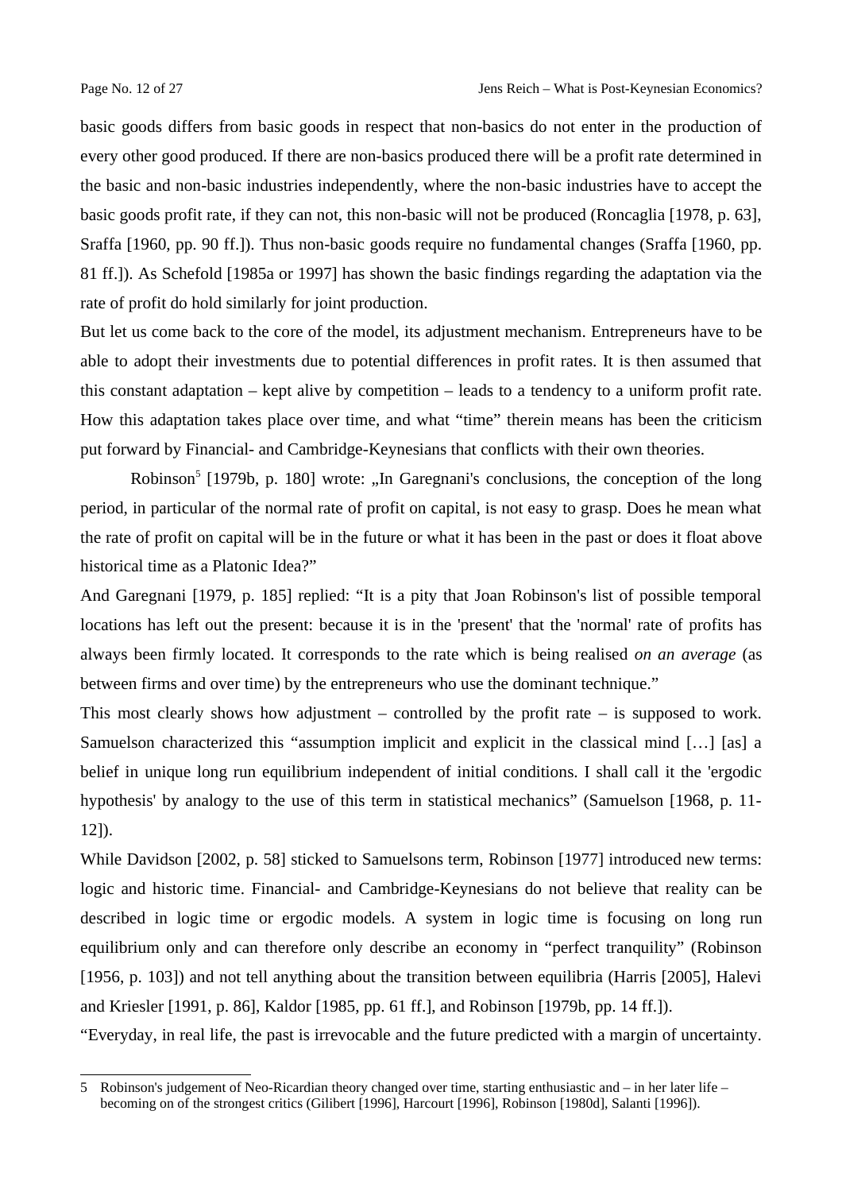basic goods differs from basic goods in respect that non-basics do not enter in the production of every other good produced. If there are non-basics produced there will be a profit rate determined in the basic and non-basic industries independently, where the non-basic industries have to accept the basic goods profit rate, if they can not, this non-basic will not be produced (Roncaglia [1978, p. 63], Sraffa [1960, pp. 90 ff.]). Thus non-basic goods require no fundamental changes (Sraffa [1960, pp. 81 ff.]). As Schefold [1985a or 1997] has shown the basic findings regarding the adaptation via the rate of profit do hold similarly for joint production.

But let us come back to the core of the model, its adjustment mechanism. Entrepreneurs have to be able to adopt their investments due to potential differences in profit rates. It is then assumed that this constant adaptation – kept alive by competition – leads to a tendency to a uniform profit rate. How this adaptation takes place over time, and what "time" therein means has been the criticism put forward by Financial- and Cambridge-Keynesians that conflicts with their own theories.

Robinson[5] [1979b, p. 180] wrote: „In Garegnani's conclusions, the conception of the long period, in particular of the normal rate of profit on capital, is not easy to grasp. Does he mean what the rate of profit on capital will be in the future or what it has been in the past or does it float above historical time as a Platonic Idea?"

And Garegnani [1979, p. 185] replied: "It is a pity that Joan Robinson's list of possible temporal locations has left out the present: because it is in the 'present' that the 'normal' rate of profits has always been firmly located. It corresponds to the rate which is being realised *on an average* (as between firms and over time) by the entrepreneurs who use the dominant technique."

This most clearly shows how adjustment – controlled by the profit rate – is supposed to work. Samuelson characterized this "assumption implicit and explicit in the classical mind […] [as] a belief in unique long run equilibrium independent of initial conditions. I shall call it the 'ergodic hypothesis' by analogy to the use of this term in statistical mechanics" (Samuelson [1968, p. 11-12]).

While Davidson [2002, p. 58] sticked to Samuelsons term, Robinson [1977] introduced new terms: logic and historic time. Financial- and Cambridge-Keynesians do not believe that reality can be described in logic time or ergodic models. A system in logic time is focusing on long run equilibrium only and can therefore only describe an economy in "perfect tranquility" (Robinson [1956, p. 103]) and not tell anything about the transition between equilibria (Harris [2005], Halevi and Kriesler [1991, p. 86], Kaldor [1985, pp. 61 ff.], and Robinson [1979b, pp. 14 ff.]).

"Everyday, in real life, the past is irrevocable and the future predicted with a margin of uncertainty.

---

5 Robinson's judgement of Neo-Ricardian theory changed over time, starting enthusiastic and – in her later life – becoming on of the strongest critics (Gilibert [1996], Harcourt [1996], Robinson [1980d], Salanti [1996]).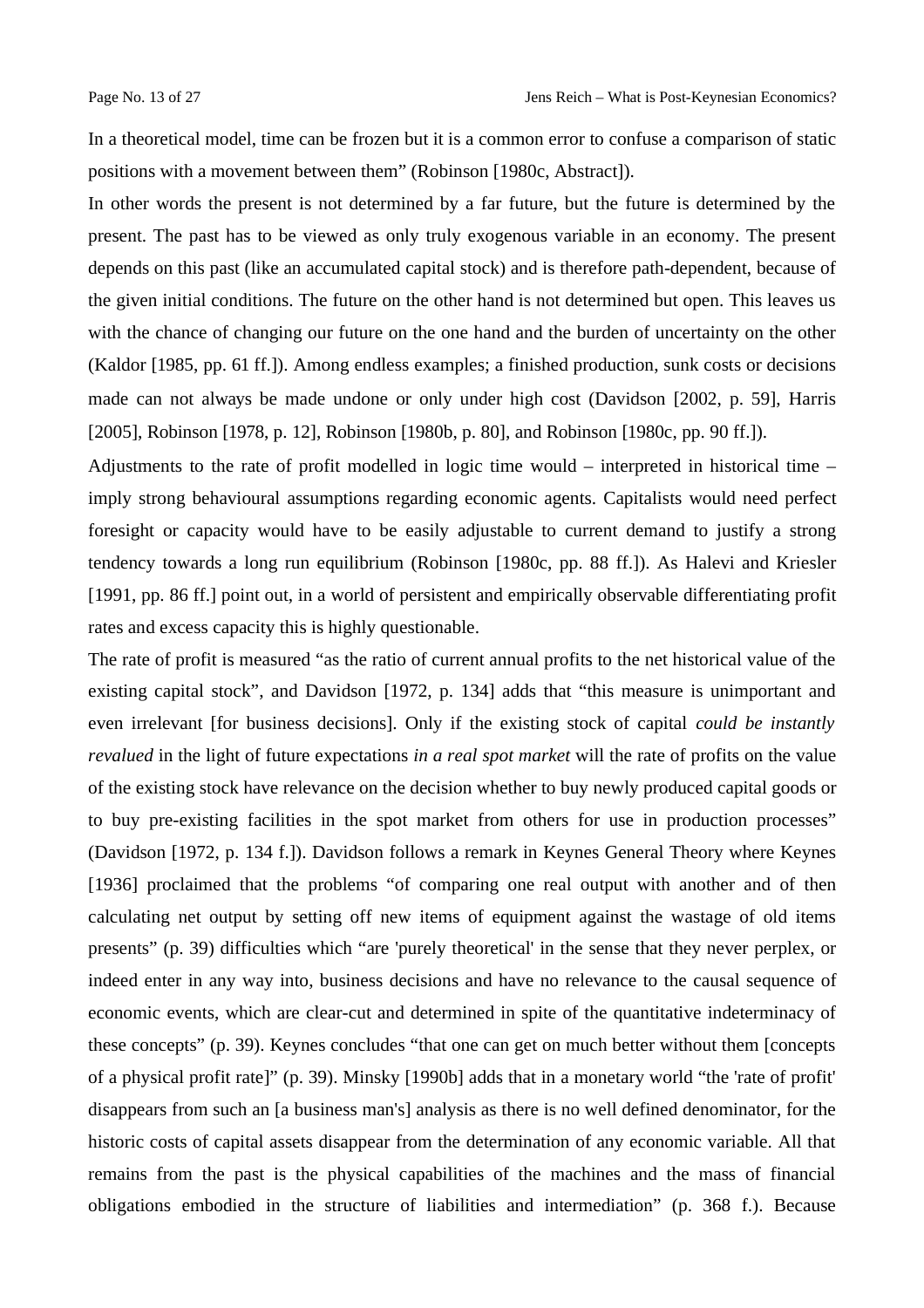In a theoretical model, time can be frozen but it is a common error to confuse a comparison of static positions with a movement between them" (Robinson [1980c, Abstract]).

In other words the present is not determined by a far future, but the future is determined by the present. The past has to be viewed as only truly exogenous variable in an economy. The present depends on this past (like an accumulated capital stock) and is therefore path-dependent, because of the given initial conditions. The future on the other hand is not determined but open. This leaves us with the chance of changing our future on the one hand and the burden of uncertainty on the other (Kaldor [1985, pp. 61 ff.]). Among endless examples; a finished production, sunk costs or decisions made can not always be made undone or only under high cost (Davidson [2002, p. 59], Harris [2005], Robinson [1978, p. 12], Robinson [1980b, p. 80], and Robinson [1980c, pp. 90 ff.]).

Adjustments to the rate of profit modelled in logic time would – interpreted in historical time – imply strong behavioural assumptions regarding economic agents. Capitalists would need perfect foresight or capacity would have to be easily adjustable to current demand to justify a strong tendency towards a long run equilibrium (Robinson [1980c, pp. 88 ff.]). As Halevi and Kriesler [1991, pp. 86 ff.] point out, in a world of persistent and empirically observable differentiating profit rates and excess capacity this is highly questionable.

The rate of profit is measured "as the ratio of current annual profits to the net historical value of the existing capital stock", and Davidson [1972, p. 134] adds that "this measure is unimportant and even irrelevant [for business decisions]. Only if the existing stock of capital *could be instantly revalued* in the light of future expectations *in a real spot market* will the rate of profits on the value of the existing stock have relevance on the decision whether to buy newly produced capital goods or to buy pre-existing facilities in the spot market from others for use in production processes" (Davidson [1972, p. 134 f.]). Davidson follows a remark in Keynes General Theory where Keynes [1936] proclaimed that the problems "of comparing one real output with another and of then calculating net output by setting off new items of equipment against the wastage of old items presents" (p. 39) difficulties which "are 'purely theoretical' in the sense that they never perplex, or indeed enter in any way into, business decisions and have no relevance to the causal sequence of economic events, which are clear-cut and determined in spite of the quantitative indeterminacy of these concepts" (p. 39). Keynes concludes "that one can get on much better without them [concepts of a physical profit rate]" (p. 39). Minsky [1990b] adds that in a monetary world "the 'rate of profit' disappears from such an [a business man's] analysis as there is no well defined denominator, for the historic costs of capital assets disappear from the determination of any economic variable. All that remains from the past is the physical capabilities of the machines and the mass of financial obligations embodied in the structure of liabilities and intermediation" (p. 368 f.). Because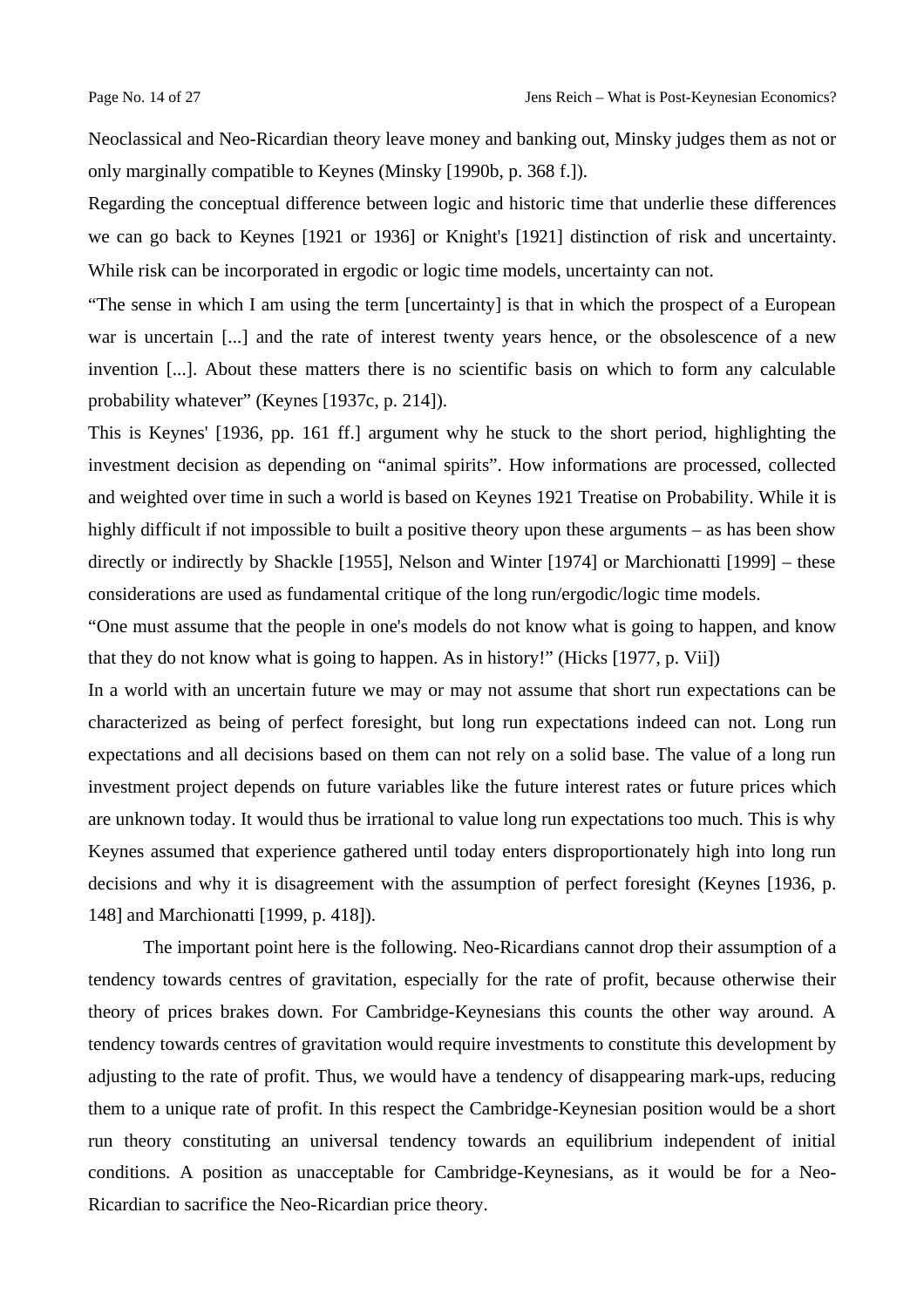Neoclassical and Neo-Ricardian theory leave money and banking out, Minsky judges them as not or only marginally compatible to Keynes (Minsky [1990b, p. 368 f.]).

Regarding the conceptual difference between logic and historic time that underlie these differences we can go back to Keynes [1921 or 1936] or Knight's [1921] distinction of risk and uncertainty. While risk can be incorporated in ergodic or logic time models, uncertainty can not.

“The sense in which I am using the term [uncertainty] is that in which the prospect of a European war is uncertain [...] and the rate of interest twenty years hence, or the obsolescence of a new invention [...]. About these matters there is no scientific basis on which to form any calculable probability whatever” (Keynes [1937c, p. 214]).

This is Keynes' [1936, pp. 161 ff.] argument why he stuck to the short period, highlighting the investment decision as depending on “animal spirits”. How informations are processed, collected and weighted over time in such a world is based on Keynes 1921 Treatise on Probability. While it is highly difficult if not impossible to built a positive theory upon these arguments – as has been show directly or indirectly by Shackle [1955], Nelson and Winter [1974] or Marchionatti [1999] – these considerations are used as fundamental critique of the long run/ergodic/logic time models.

“One must assume that the people in one's models do not know what is going to happen, and know that they do not know what is going to happen. As in history!” (Hicks [1977, p. Vii])

In a world with an uncertain future we may or may not assume that short run expectations can be characterized as being of perfect foresight, but long run expectations indeed can not. Long run expectations and all decisions based on them can not rely on a solid base. The value of a long run investment project depends on future variables like the future interest rates or future prices which are unknown today. It would thus be irrational to value long run expectations too much. This is why Keynes assumed that experience gathered until today enters disproportionately high into long run decisions and why it is disagreement with the assumption of perfect foresight (Keynes [1936, p. 148] and Marchionatti [1999, p. 418]).

The important point here is the following. Neo-Ricardians cannot drop their assumption of a tendency towards centres of gravitation, especially for the rate of profit, because otherwise their theory of prices brakes down. For Cambridge-Keynesians this counts the other way around. A tendency towards centres of gravitation would require investments to constitute this development by adjusting to the rate of profit. Thus, we would have a tendency of disappearing mark-ups, reducing them to a unique rate of profit. In this respect the Cambridge-Keynesian position would be a short run theory constituting an universal tendency towards an equilibrium independent of initial conditions. A position as unacceptable for Cambridge-Keynesians, as it would be for a Neo-Ricardian to sacrifice the Neo-Ricardian price theory.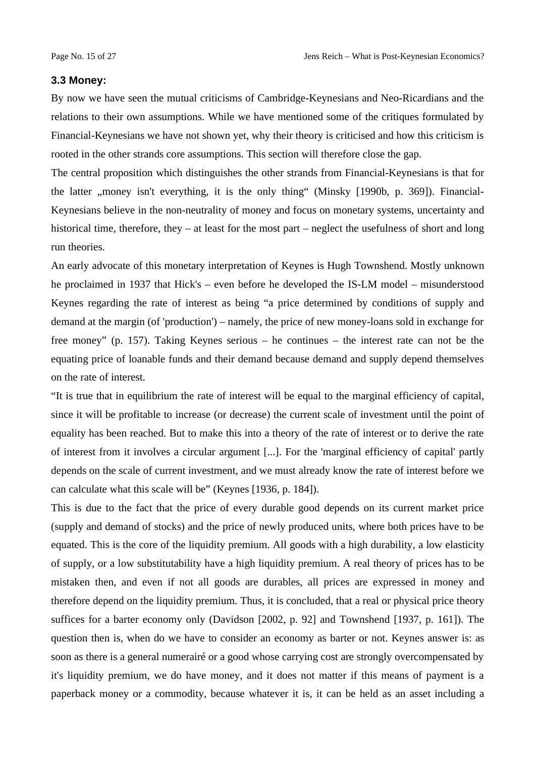### 3.3 Money:

By now we have seen the mutual criticisms of Cambridge-Keynesians and Neo-Ricardians and the relations to their own assumptions. While we have mentioned some of the critiques formulated by Financial-Keynesians we have not shown yet, why their theory is criticised and how this criticism is rooted in the other strands core assumptions. This section will therefore close the gap.

The central proposition which distinguishes the other strands from Financial-Keynesians is that for the latter „money isn't everything, it is the only thing“ (Minsky [1990b, p. 369]). Financial-Keynesians believe in the non-neutrality of money and focus on monetary systems, uncertainty and historical time, therefore, they – at least for the most part – neglect the usefulness of short and long run theories.

An early advocate of this monetary interpretation of Keynes is Hugh Townshend. Mostly unknown he proclaimed in 1937 that Hick's – even before he developed the IS-LM model – misunderstood Keynes regarding the rate of interest as being “a price determined by conditions of supply and demand at the margin (of 'production') – namely, the price of new money-loans sold in exchange for free money” (p. 157). Taking Keynes serious – he continues – the interest rate can not be the equating price of loanable funds and their demand because demand and supply depend themselves on the rate of interest.

“It is true that in equilibrium the rate of interest will be equal to the marginal efficiency of capital, since it will be profitable to increase (or decrease) the current scale of investment until the point of equality has been reached. But to make this into a theory of the rate of interest or to derive the rate of interest from it involves a circular argument [...]. For the 'marginal efficiency of capital' partly depends on the scale of current investment, and we must already know the rate of interest before we can calculate what this scale will be” (Keynes [1936, p. 184]).

This is due to the fact that the price of every durable good depends on its current market price (supply and demand of stocks) and the price of newly produced units, where both prices have to be equated. This is the core of the liquidity premium. All goods with a high durability, a low elasticity of supply, or a low substitutability have a high liquidity premium. A real theory of prices has to be mistaken then, and even if not all goods are durables, all prices are expressed in money and therefore depend on the liquidity premium. Thus, it is concluded, that a real or physical price theory suffices for a barter economy only (Davidson [2002, p. 92] and Townshend [1937, p. 161]). The question then is, when do we have to consider an economy as barter or not. Keynes answer is: as soon as there is a general numerairé or a good whose carrying cost are strongly overcompensated by it's liquidity premium, we do have money, and it does not matter if this means of payment is a paperback money or a commodity, because whatever it is, it can be held as an asset including a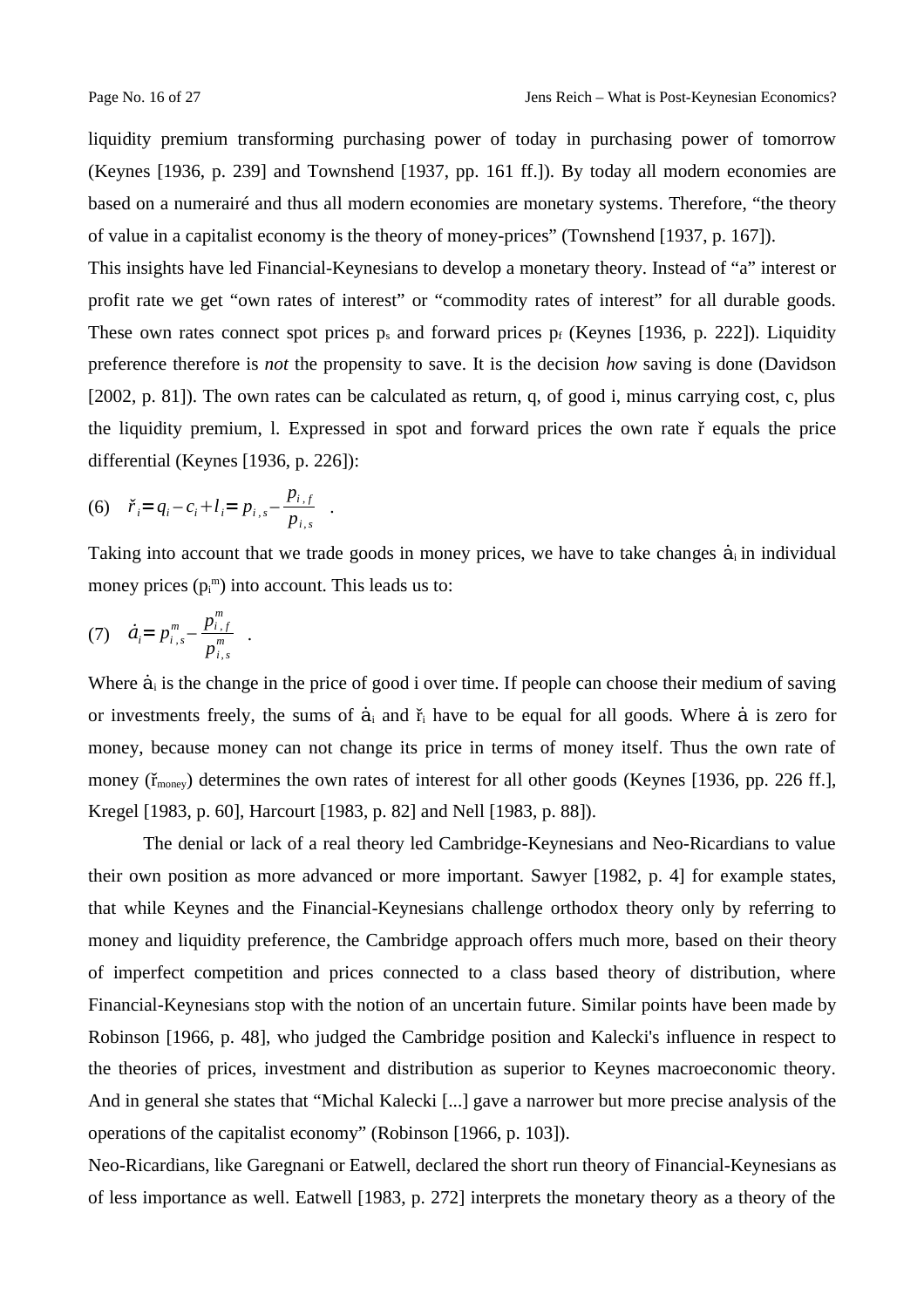liquidity premium transforming purchasing power of today in purchasing power of tomorrow (Keynes [1936, p. 239] and Townshend [1937, pp. 161 ff.]). By today all modern economies are based on a numerairé and thus all modern economies are monetary systems. Therefore, “the theory of value in a capitalist economy is the theory of money-prices” (Townshend [1937, p. 167]).

This insights have led Financial-Keynesians to develop a monetary theory. Instead of “a” interest or profit rate we get “own rates of interest” or “commodity rates of interest” for all durable goods. These own rates connect spot prices $p_s$ and forward prices $p_f$ (Keynes [1936, p. 222]). Liquidity preference therefore is *not* the propensity to save. It is the decision *how* saving is done (Davidson [2002, p. 81]). The own rates can be calculated as return, q, of good i, minus carrying cost, c, plus the liquidity premium, l. Expressed in spot and forward prices the own rate $\check{r}$ equals the price differential (Keynes [1936, p. 226]):

$$(6) \quad \check{r}_i = q_i - c_i + l_i = p_{i,s} - \frac{p_{i,f}}{p_{i,s}} \quad .$$

Taking into account that we trade goods in money prices, we have to take changes $\dot{a}_i$ in individual money prices ($p_i^m$) into account. This leads us to:

$$(7) \quad \dot{a}_i = p_{i,s}^m - \frac{p_{i,f}^m}{p_{i,s}^m} \quad .$$

Where $\dot{a}_i$ is the change in the price of good i over time. If people can choose their medium of saving or investments freely, the sums of $\dot{a}_i$ and $\check{r}_i$ have to be equal for all goods. Where $\dot{a}$ is zero for money, because money can not change its price in terms of money itself. Thus the own rate of money ($\check{r}_{money}$) determines the own rates of interest for all other goods (Keynes [1936, pp. 226 ff.], Kregel [1983, p. 60], Harcourt [1983, p. 82] and Nell [1983, p. 88]).

The denial or lack of a real theory led Cambridge-Keynesians and Neo-Ricardians to value their own position as more advanced or more important. Sawyer [1982, p. 4] for example states, that while Keynes and the Financial-Keynesians challenge orthodox theory only by referring to money and liquidity preference, the Cambridge approach offers much more, based on their theory of imperfect competition and prices connected to a class based theory of distribution, where Financial-Keynesians stop with the notion of an uncertain future. Similar points have been made by Robinson [1966, p. 48], who judged the Cambridge position and Kalecki's influence in respect to the theories of prices, investment and distribution as superior to Keynes macroeconomic theory. And in general she states that “Michal Kalecki [...] gave a narrower but more precise analysis of the operations of the capitalist economy” (Robinson [1966, p. 103]).

Neo-Ricardians, like Garegnani or Eatwell, declared the short run theory of Financial-Keynesians as of less importance as well. Eatwell [1983, p. 272] interprets the monetary theory as a theory of the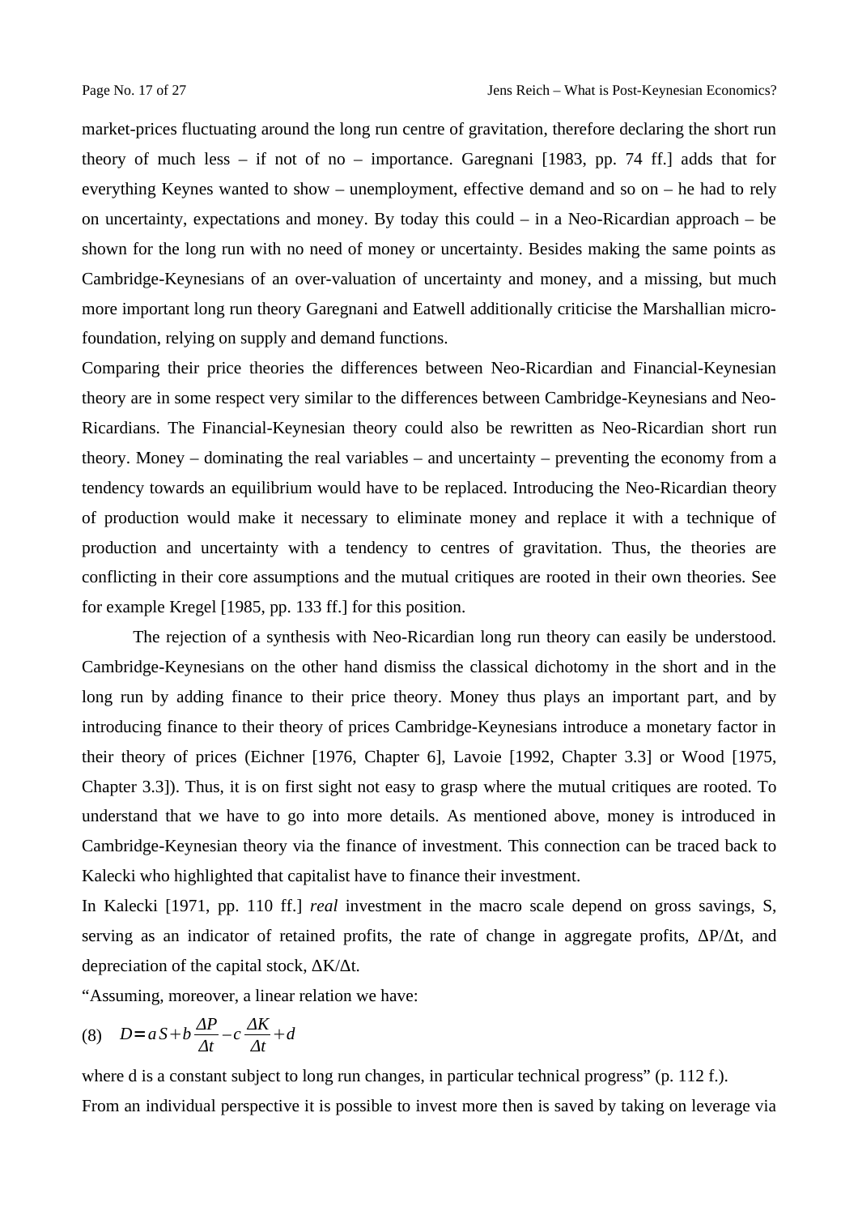market-prices fluctuating around the long run centre of gravitation, therefore declaring the short run theory of much less – if not of no – importance. Garegnani [1983, pp. 74 ff.] adds that for everything Keynes wanted to show – unemployment, effective demand and so on – he had to rely on uncertainty, expectations and money. By today this could – in a Neo-Ricardian approach – be shown for the long run with no need of money or uncertainty. Besides making the same points as Cambridge-Keynesians of an over-valuation of uncertainty and money, and a missing, but much more important long run theory Garegnani and Eatwell additionally criticise the Marshallian micro-foundation, relying on supply and demand functions.

Comparing their price theories the differences between Neo-Ricardian and Financial-Keynesian theory are in some respect very similar to the differences between Cambridge-Keynesians and Neo-Ricardians. The Financial-Keynesian theory could also be rewritten as Neo-Ricardian short run theory. Money – dominating the real variables – and uncertainty – preventing the economy from a tendency towards an equilibrium would have to be replaced. Introducing the Neo-Ricardian theory of production would make it necessary to eliminate money and replace it with a technique of production and uncertainty with a tendency to centres of gravitation. Thus, the theories are conflicting in their core assumptions and the mutual critiques are rooted in their own theories. See for example Kregel [1985, pp. 133 ff.] for this position.

The rejection of a synthesis with Neo-Ricardian long run theory can easily be understood. Cambridge-Keynesians on the other hand dismiss the classical dichotomy in the short and in the long run by adding finance to their price theory. Money thus plays an important part, and by introducing finance to their theory of prices Cambridge-Keynesians introduce a monetary factor in their theory of prices (Eichner [1976, Chapter 6], Lavoie [1992, Chapter 3.3] or Wood [1975, Chapter 3.3]). Thus, it is on first sight not easy to grasp where the mutual critiques are rooted. To understand that we have to go into more details. As mentioned above, money is introduced in Cambridge-Keynesian theory via the finance of investment. This connection can be traced back to Kalecki who highlighted that capitalist have to finance their investment.

In Kalecki [1971, pp. 110 ff.] *real* investment in the macro scale depend on gross savings, S, serving as an indicator of retained profits, the rate of change in aggregate profits, $\Delta P/\Delta t$, and depreciation of the capital stock, $\Delta K/\Delta t$.

"Assuming, moreover, a linear relation we have:

$$(8) \quad D = aS + b\frac{\Delta P}{\Delta t} - c\frac{\Delta K}{\Delta t} + d$$

where d is a constant subject to long run changes, in particular technical progress" (p. 112 f.).

From an individual perspective it is possible to invest more then is saved by taking on leverage via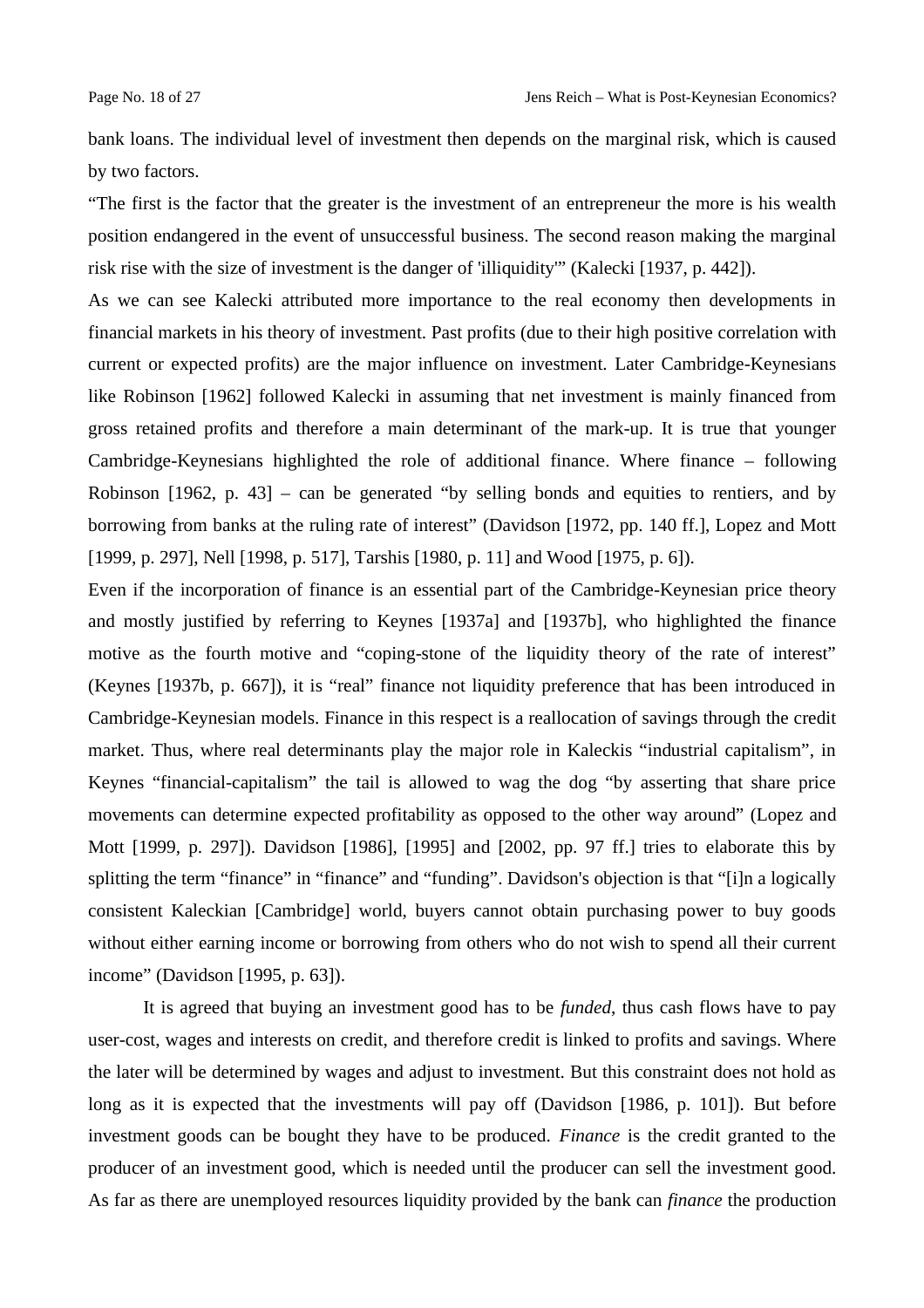bank loans. The individual level of investment then depends on the marginal risk, which is caused by two factors.

"The first is the factor that the greater is the investment of an entrepreneur the more is his wealth position endangered in the event of unsuccessful business. The second reason making the marginal risk rise with the size of investment is the danger of 'illiquidity'" (Kalecki [1937, p. 442]).

As we can see Kalecki attributed more importance to the real economy then developments in financial markets in his theory of investment. Past profits (due to their high positive correlation with current or expected profits) are the major influence on investment. Later Cambridge-Keynesians like Robinson [1962] followed Kalecki in assuming that net investment is mainly financed from gross retained profits and therefore a main determinant of the mark-up. It is true that younger Cambridge-Keynesians highlighted the role of additional finance. Where finance – following Robinson [1962, p. 43] – can be generated "by selling bonds and equities to rentiers, and by borrowing from banks at the ruling rate of interest" (Davidson [1972, pp. 140 ff.], Lopez and Mott [1999, p. 297], Nell [1998, p. 517], Tarshis [1980, p. 11] and Wood [1975, p. 6]).

Even if the incorporation of finance is an essential part of the Cambridge-Keynesian price theory and mostly justified by referring to Keynes [1937a] and [1937b], who highlighted the finance motive as the fourth motive and "coping-stone of the liquidity theory of the rate of interest" (Keynes [1937b, p. 667]), it is "real" finance not liquidity preference that has been introduced in Cambridge-Keynesian models. Finance in this respect is a reallocation of savings through the credit market. Thus, where real determinants play the major role in Kaleckis "industrial capitalism", in Keynes "financial-capitalism" the tail is allowed to wag the dog "by asserting that share price movements can determine expected profitability as opposed to the other way around" (Lopez and Mott [1999, p. 297]). Davidson [1986], [1995] and [2002, pp. 97 ff.] tries to elaborate this by splitting the term "finance" in "finance" and "funding". Davidson's objection is that "[i]n a logically consistent Kaleckian [Cambridge] world, buyers cannot obtain purchasing power to buy goods without either earning income or borrowing from others who do not wish to spend all their current income" (Davidson [1995, p. 63]).

It is agreed that buying an investment good has to be *funded*, thus cash flows have to pay user-cost, wages and interests on credit, and therefore credit is linked to profits and savings. Where the later will be determined by wages and adjust to investment. But this constraint does not hold as long as it is expected that the investments will pay off (Davidson [1986, p. 101]). But before investment goods can be bought they have to be produced. *Finance* is the credit granted to the producer of an investment good, which is needed until the producer can sell the investment good. As far as there are unemployed resources liquidity provided by the bank can *finance* the production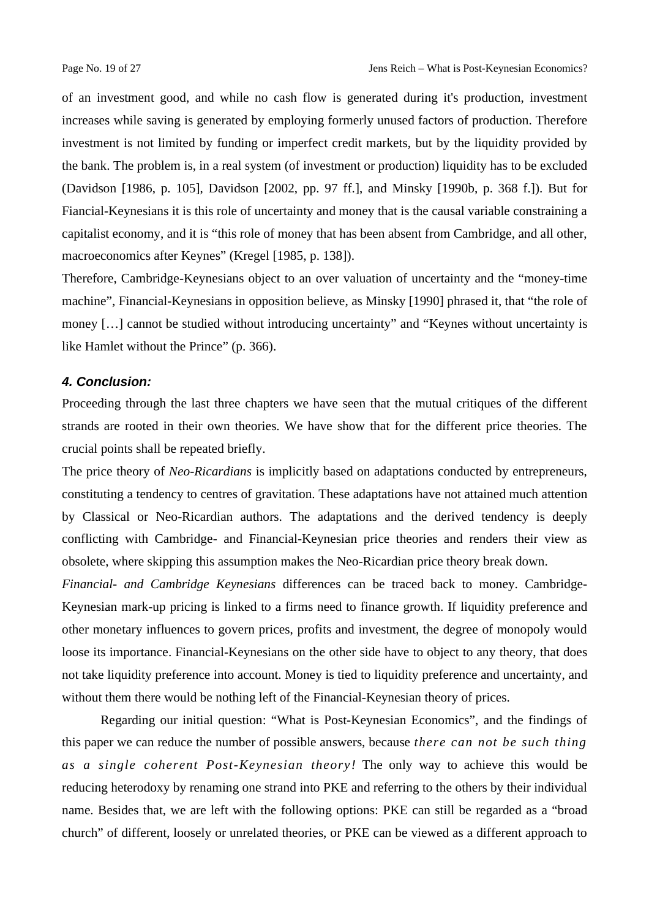of an investment good, and while no cash flow is generated during it's production, investment increases while saving is generated by employing formerly unused factors of production. Therefore investment is not limited by funding or imperfect credit markets, but by the liquidity provided by the bank. The problem is, in a real system (of investment or production) liquidity has to be excluded (Davidson [1986, p. 105], Davidson [2002, pp. 97 ff.], and Minsky [1990b, p. 368 f.]). But for Fiancial-Keynesians it is this role of uncertainty and money that is the causal variable constraining a capitalist economy, and it is "this role of money that has been absent from Cambridge, and all other, macroeconomics after Keynes" (Kregel [1985, p. 138]).

Therefore, Cambridge-Keynesians object to an over valuation of uncertainty and the "money-time machine", Financial-Keynesians in opposition believe, as Minsky [1990] phrased it, that "the role of money […] cannot be studied without introducing uncertainty" and "Keynes without uncertainty is like Hamlet without the Prince" (p. 366).

### *4. Conclusion:*

Proceeding through the last three chapters we have seen that the mutual critiques of the different strands are rooted in their own theories. We have show that for the different price theories. The crucial points shall be repeated briefly.

The price theory of *Neo-Ricardians* is implicitly based on adaptations conducted by entrepreneurs, constituting a tendency to centres of gravitation. These adaptations have not attained much attention by Classical or Neo-Ricardian authors. The adaptations and the derived tendency is deeply conflicting with Cambridge- and Financial-Keynesian price theories and renders their view as obsolete, where skipping this assumption makes the Neo-Ricardian price theory break down.

*Financial- and Cambridge Keynesians* differences can be traced back to money. Cambridge-Keynesian mark-up pricing is linked to a firms need to finance growth. If liquidity preference and other monetary influences to govern prices, profits and investment, the degree of monopoly would loose its importance. Financial-Keynesians on the other side have to object to any theory, that does not take liquidity preference into account. Money is tied to liquidity preference and uncertainty, and without them there would be nothing left of the Financial-Keynesian theory of prices.

Regarding our initial question: "What is Post-Keynesian Economics", and the findings of this paper we can reduce the number of possible answers, because *there can not be such thing as a single coherent Post-Keynesian theory!* The only way to achieve this would be reducing heterodoxy by renaming one strand into PKE and referring to the others by their individual name. Besides that, we are left with the following options: PKE can still be regarded as a "broad church" of different, loosely or unrelated theories, or PKE can be viewed as a different approach to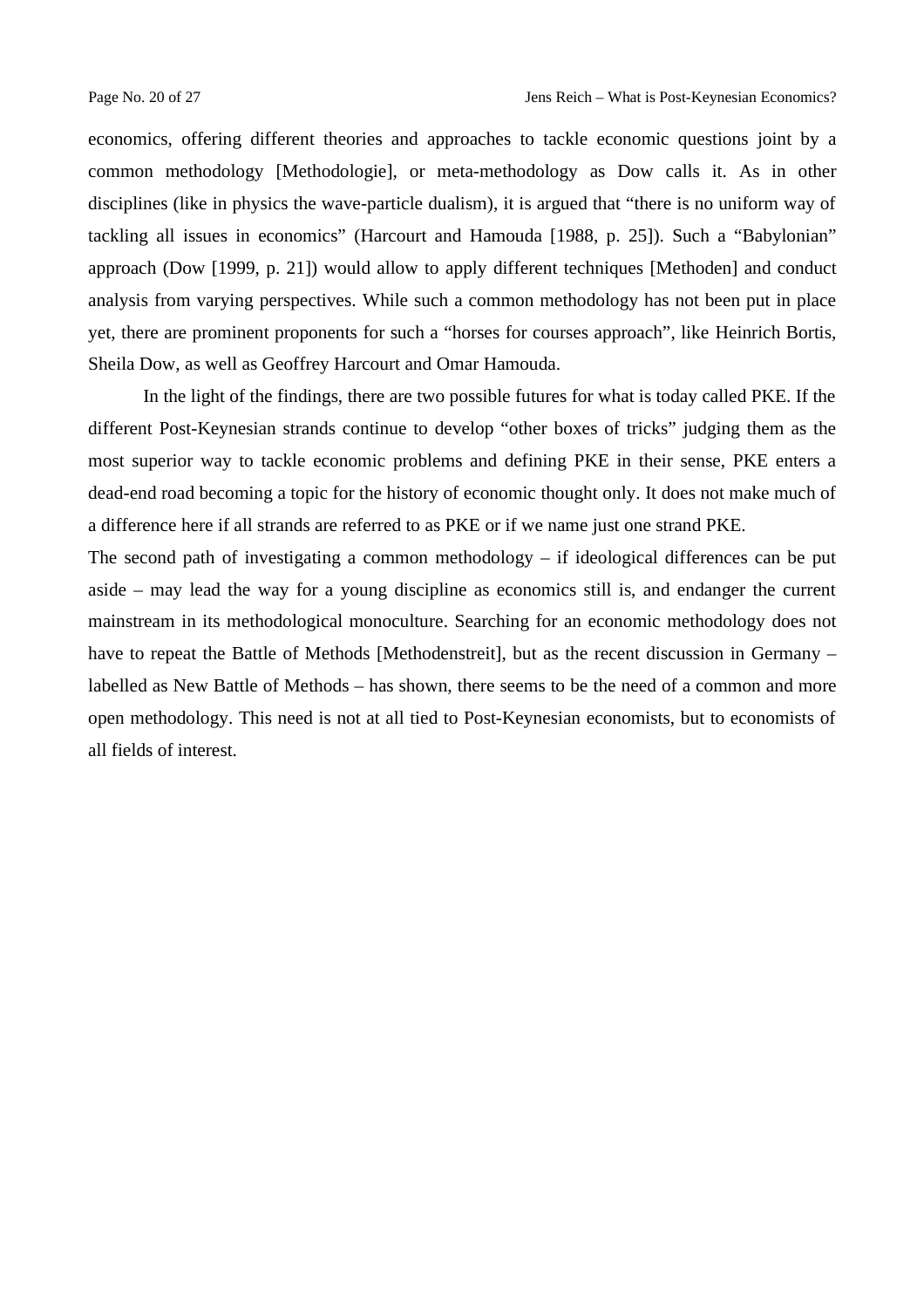economics, offering different theories and approaches to tackle economic questions joint by a common methodology [Methodologie], or meta-methodology as Dow calls it. As in other disciplines (like in physics the wave-particle dualism), it is argued that "there is no uniform way of tackling all issues in economics" (Harcourt and Hamouda [1988, p. 25]). Such a "Babylonian" approach (Dow [1999, p. 21]) would allow to apply different techniques [Methoden] and conduct analysis from varying perspectives. While such a common methodology has not been put in place yet, there are prominent proponents for such a "horses for courses approach", like Heinrich Bortis, Sheila Dow, as well as Geoffrey Harcourt and Omar Hamouda.

In the light of the findings, there are two possible futures for what is today called PKE. If the different Post-Keynesian strands continue to develop "other boxes of tricks" judging them as the most superior way to tackle economic problems and defining PKE in their sense, PKE enters a dead-end road becoming a topic for the history of economic thought only. It does not make much of a difference here if all strands are referred to as PKE or if we name just one strand PKE.

The second path of investigating a common methodology – if ideological differences can be put aside – may lead the way for a young discipline as economics still is, and endanger the current mainstream in its methodological monoculture. Searching for an economic methodology does not have to repeat the Battle of Methods [Methodenstreit], but as the recent discussion in Germany – labelled as New Battle of Methods – has shown, there seems to be the need of a common and more open methodology. This need is not at all tied to Post-Keynesian economists, but to economists of all fields of interest.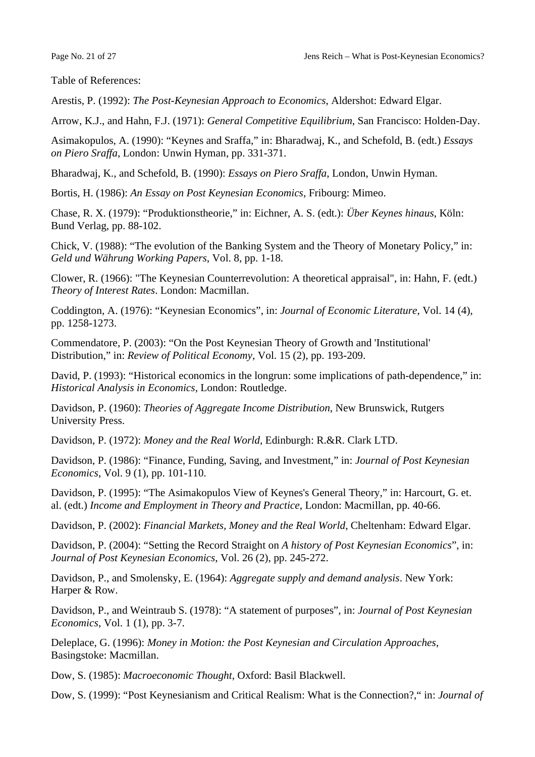Table of References:

Arestis, P. (1992): *The Post-Keynesian Approach to Economics*, Aldershot: Edward Elgar.

Arrow, K.J., and Hahn, F.J. (1971): *General Competitive Equilibrium*, San Francisco: Holden-Day.

Asimakopulos, A. (1990): “Keynes and Sraffa,” in: Bharadwaj, K., and Schefold, B. (edt.) *Essays on Piero Sraffa*, London: Unwin Hyman, pp. 331-371.

Bharadwaj, K., and Schefold, B. (1990): *Essays on Piero Sraffa*, London, Unwin Hyman.

Bortis, H. (1986): *An Essay on Post Keynesian Economics*, Fribourg: Mimeo.

Chase, R. X. (1979): “Produktionstheorie,” in: Eichner, A. S. (edt.): *Über Keynes hinaus*, Köln: Bund Verlag, pp. 88-102.

Chick, V. (1988): “The evolution of the Banking System and the Theory of Monetary Policy,” in: *Geld und Währung Working Papers*, Vol. 8, pp. 1-18.

Clower, R. (1966): "The Keynesian Counterrevolution: A theoretical appraisal", in: Hahn, F. (edt.) *Theory of Interest Rates*. London: Macmillan.

Coddington, A. (1976): “Keynesian Economics”, in: *Journal of Economic Literature*, Vol. 14 (4), pp. 1258-1273.

Commendatore, P. (2003): “On the Post Keynesian Theory of Growth and 'Institutional' Distribution,” in: *Review of Political Economy*, Vol. 15 (2), pp. 193-209.

David, P. (1993): “Historical economics in the longrun: some implications of path-dependence,” in: *Historical Analysis in Economics*, London: Routledge.

Davidson, P. (1960): *Theories of Aggregate Income Distribution*, New Brunswick, Rutgers University Press.

Davidson, P. (1972): *Money and the Real World*, Edinburgh: R.&R. Clark LTD.

Davidson, P. (1986): “Finance, Funding, Saving, and Investment,” in: *Journal of Post Keynesian Economics*, Vol. 9 (1), pp. 101-110.

Davidson, P. (1995): “The Asimakopulos View of Keynes's General Theory,” in: Harcourt, G. et. al. (edt.) *Income and Employment in Theory and Practice*, London: Macmillan, pp. 40-66.

Davidson, P. (2002): *Financial Markets, Money and the Real World*, Cheltenham: Edward Elgar.

Davidson, P. (2004): “Setting the Record Straight on *A history of Post Keynesian Economics*”, in: *Journal of Post Keynesian Economics*, Vol. 26 (2), pp. 245-272.

Davidson, P., and Smolensky, E. (1964): *Aggregate supply and demand analysis*. New York: Harper & Row.

Davidson, P., and Weintraub S. (1978): “A statement of purposes”, in: *Journal of Post Keynesian Economics*, Vol. 1 (1), pp. 3-7.

Deleplace, G. (1996): *Money in Motion: the Post Keynesian and Circulation Approaches*, Basingstoke: Macmillan.

Dow, S. (1985): *Macroeconomic Thought*, Oxford: Basil Blackwell.

Dow, S. (1999): “Post Keynesianism and Critical Realism: What is the Connection?,“ in: *Journal of*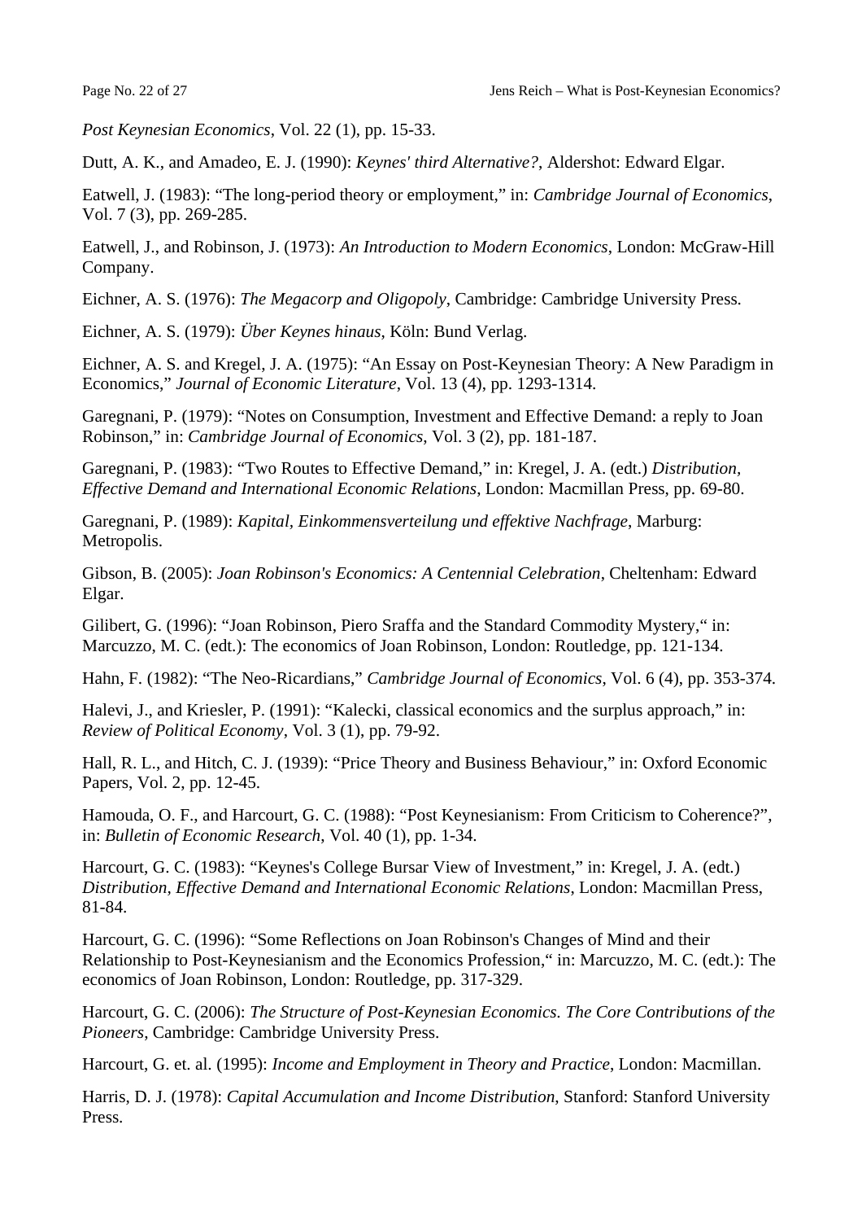*Post Keynesian Economics*, Vol. 22 (1), pp. 15-33.

Dutt, A. K., and Amadeo, E. J. (1990): *Keynes' third Alternative?*, Aldershot: Edward Elgar.

Eatwell, J. (1983): "The long-period theory or employment," in: *Cambridge Journal of Economics*, Vol. 7 (3), pp. 269-285.

Eatwell, J., and Robinson, J. (1973): *An Introduction to Modern Economics*, London: McGraw-Hill Company.

Eichner, A. S. (1976): *The Megacorp and Oligopoly*, Cambridge: Cambridge University Press.

Eichner, A. S. (1979): *Über Keynes hinaus*, Köln: Bund Verlag.

Eichner, A. S. and Kregel, J. A. (1975): "An Essay on Post-Keynesian Theory: A New Paradigm in Economics," *Journal of Economic Literature*, Vol. 13 (4), pp. 1293-1314.

Garegnani, P. (1979): "Notes on Consumption, Investment and Effective Demand: a reply to Joan Robinson," in: *Cambridge Journal of Economics*, Vol. 3 (2), pp. 181-187.

Garegnani, P. (1983): "Two Routes to Effective Demand," in: Kregel, J. A. (edt.) *Distribution, Effective Demand and International Economic Relations*, London: Macmillan Press, pp. 69-80.

Garegnani, P. (1989): *Kapital, Einkommensverteilung und effektive Nachfrage*, Marburg: Metropolis.

Gibson, B. (2005): *Joan Robinson's Economics: A Centennial Celebration*, Cheltenham: Edward Elgar.

Gilibert, G. (1996): "Joan Robinson, Piero Sraffa and the Standard Commodity Mystery," in: Marcuzzo, M. C. (edt.): The economics of Joan Robinson, London: Routledge, pp. 121-134.

Hahn, F. (1982): "The Neo-Ricardians," *Cambridge Journal of Economics*, Vol. 6 (4), pp. 353-374.

Halevi, J., and Kriesler, P. (1991): "Kalecki, classical economics and the surplus approach," in: *Review of Political Economy*, Vol. 3 (1), pp. 79-92.

Hall, R. L., and Hitch, C. J. (1939): "Price Theory and Business Behaviour," in: Oxford Economic Papers, Vol. 2, pp. 12-45.

Hamouda, O. F., and Harcourt, G. C. (1988): "Post Keynesianism: From Criticism to Coherence?", in: *Bulletin of Economic Research*, Vol. 40 (1), pp. 1-34.

Harcourt, G. C. (1983): "Keynes's College Bursar View of Investment," in: Kregel, J. A. (edt.) *Distribution, Effective Demand and International Economic Relations*, London: Macmillan Press, 81-84.

Harcourt, G. C. (1996): "Some Reflections on Joan Robinson's Changes of Mind and their Relationship to Post-Keynesianism and the Economics Profession," in: Marcuzzo, M. C. (edt.): The economics of Joan Robinson, London: Routledge, pp. 317-329.

Harcourt, G. C. (2006): *The Structure of Post-Keynesian Economics. The Core Contributions of the Pioneers*, Cambridge: Cambridge University Press.

Harcourt, G. et. al. (1995): *Income and Employment in Theory and Practice*, London: Macmillan.

Harris, D. J. (1978): *Capital Accumulation and Income Distribution*, Stanford: Stanford University Press.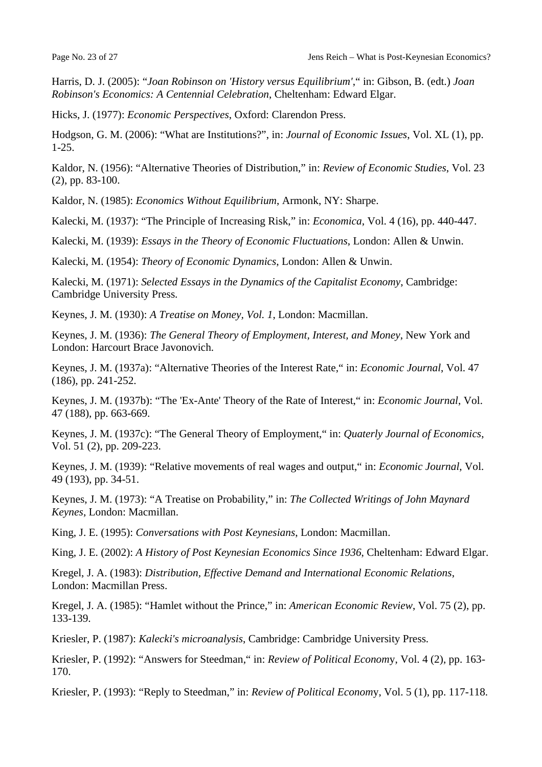Harris, D. J. (2005): "*Joan Robinson on 'History versus Equilibrium'*," in: Gibson, B. (edt.) *Joan Robinson's Economics: A Centennial Celebration*, Cheltenham: Edward Elgar.

Hicks, J. (1977): *Economic Perspectives*, Oxford: Clarendon Press.

Hodgson, G. M. (2006): "What are Institutions?", in: *Journal of Economic Issues*, Vol. XL (1), pp. 1-25.

Kaldor, N. (1956): "Alternative Theories of Distribution," in: *Review of Economic Studies*, Vol. 23 (2), pp. 83-100.

Kaldor, N. (1985): *Economics Without Equilibrium*, Armonk, NY: Sharpe.

Kalecki, M. (1937): "The Principle of Increasing Risk," in: *Economica*, Vol. 4 (16), pp. 440-447.

Kalecki, M. (1939): *Essays in the Theory of Economic Fluctuations*, London: Allen & Unwin.

Kalecki, M. (1954): *Theory of Economic Dynamics*, London: Allen & Unwin.

Kalecki, M. (1971): *Selected Essays in the Dynamics of the Capitalist Economy*, Cambridge: Cambridge University Press.

Keynes, J. M. (1930): *A Treatise on Money, Vol. 1*, London: Macmillan.

Keynes, J. M. (1936): *The General Theory of Employment, Interest, and Money*, New York and London: Harcourt Brace Javonovich.

Keynes, J. M. (1937a): "Alternative Theories of the Interest Rate," in: *Economic Journal*, Vol. 47 (186), pp. 241-252.

Keynes, J. M. (1937b): "The 'Ex-Ante' Theory of the Rate of Interest," in: *Economic Journal*, Vol. 47 (188), pp. 663-669.

Keynes, J. M. (1937c): "The General Theory of Employment," in: *Quaterly Journal of Economics*, Vol. 51 (2), pp. 209-223.

Keynes, J. M. (1939): "Relative movements of real wages and output," in: *Economic Journal*, Vol. 49 (193), pp. 34-51.

Keynes, J. M. (1973): "A Treatise on Probability," in: *The Collected Writings of John Maynard Keynes*, London: Macmillan.

King, J. E. (1995): *Conversations with Post Keynesians*, London: Macmillan.

King, J. E. (2002): *A History of Post Keynesian Economics Since 1936*, Cheltenham: Edward Elgar.

Kregel, J. A. (1983): *Distribution, Effective Demand and International Economic Relations*, London: Macmillan Press.

Kregel, J. A. (1985): "Hamlet without the Prince," in: *American Economic Review*, Vol. 75 (2), pp. 133-139.

Kriesler, P. (1987): *Kalecki's microanalysis*, Cambridge: Cambridge University Press.

Kriesler, P. (1992): "Answers for Steedman," in: *Review of Political Economy*, Vol. 4 (2), pp. 163-170.

Kriesler, P. (1993): "Reply to Steedman," in: *Review of Political Economy*, Vol. 5 (1), pp. 117-118.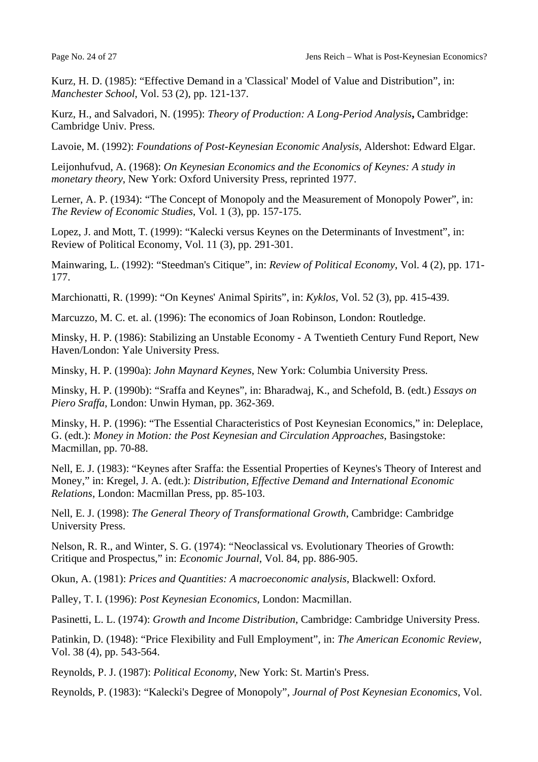Kurz, H. D. (1985): “Effective Demand in a 'Classical' Model of Value and Distribution”, in: *Manchester School*, Vol. 53 (2), pp. 121-137.

Kurz, H., and Salvadori, N. (1995): *Theory of Production: A Long-Period Analysis***,** Cambridge: Cambridge Univ. Press.

Lavoie, M. (1992): *Foundations of Post-Keynesian Economic Analysis*, Aldershot: Edward Elgar.

Leijonhufvud, A. (1968): *On Keynesian Economics and the Economics of Keynes: A study in monetary theory*, New York: Oxford University Press, reprinted 1977.

Lerner, A. P. (1934): “The Concept of Monopoly and the Measurement of Monopoly Power”, in: *The Review of Economic Studies*, Vol. 1 (3), pp. 157-175.

Lopez, J. and Mott, T. (1999): “Kalecki versus Keynes on the Determinants of Investment”, in: Review of Political Economy, Vol. 11 (3), pp. 291-301.

Mainwaring, L. (1992): “Steedman's Citique”, in: *Review of Political Economy*, Vol. 4 (2), pp. 171-177.

Marchionatti, R. (1999): “On Keynes' Animal Spirits”, in: *Kyklos*, Vol. 52 (3), pp. 415-439.

Marcuzzo, M. C. et. al. (1996): The economics of Joan Robinson, London: Routledge.

Minsky, H. P. (1986): Stabilizing an Unstable Economy - A Twentieth Century Fund Report, New Haven/London: Yale University Press.

Minsky, H. P. (1990a): *John Maynard Keynes*, New York: Columbia University Press.

Minsky, H. P. (1990b): “Sraffa and Keynes”, in: Bharadwaj, K., and Schefold, B. (edt.) *Essays on Piero Sraffa*, London: Unwin Hyman, pp. 362-369.

Minsky, H. P. (1996): “The Essential Characteristics of Post Keynesian Economics,” in: Deleplace, G. (edt.): *Money in Motion: the Post Keynesian and Circulation Approaches*, Basingstoke: Macmillan, pp. 70-88.

Nell, E. J. (1983): “Keynes after Sraffa: the Essential Properties of Keynes's Theory of Interest and Money,” in: Kregel, J. A. (edt.): *Distribution, Effective Demand and International Economic Relations*, London: Macmillan Press, pp. 85-103.

Nell, E. J. (1998): *The General Theory of Transformational Growth*, Cambridge: Cambridge University Press.

Nelson, R. R., and Winter, S. G. (1974): “Neoclassical vs. Evolutionary Theories of Growth: Critique and Prospectus,” in: *Economic Journal*, Vol. 84, pp. 886-905.

Okun, A. (1981): *Prices and Quantities: A macroeconomic analysis*, Blackwell: Oxford.

Palley, T. I. (1996): *Post Keynesian Economics*, London: Macmillan.

Pasinetti, L. L. (1974): *Growth and Income Distribution*, Cambridge: Cambridge University Press.

Patinkin, D. (1948): “Price Flexibility and Full Employment”, in: *The American Economic Review*, Vol. 38 (4), pp. 543-564.

Reynolds, P. J. (1987): *Political Economy*, New York: St. Martin's Press.

Reynolds, P. (1983): “Kalecki's Degree of Monopoly”, *Journal of Post Keynesian Economics*, Vol.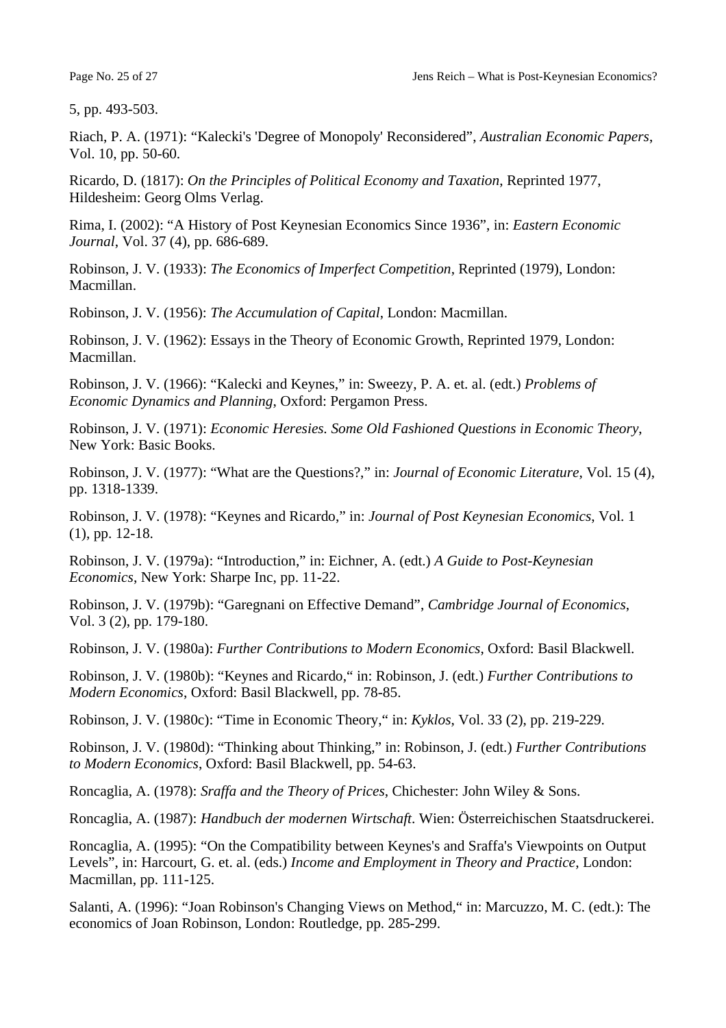5, pp. 493-503.

Riach, P. A. (1971): “Kalecki's 'Degree of Monopoly' Reconsidered”, *Australian Economic Papers*, Vol. 10, pp. 50-60.

Ricardo, D. (1817): *On the Principles of Political Economy and Taxation*, Reprinted 1977, Hildesheim: Georg Olms Verlag.

Rima, I. (2002): “A History of Post Keynesian Economics Since 1936”, in: *Eastern Economic Journal*, Vol. 37 (4), pp. 686-689.

Robinson, J. V. (1933): *The Economics of Imperfect Competition*, Reprinted (1979), London: Macmillan.

Robinson, J. V. (1956): *The Accumulation of Capital*, London: Macmillan.

Robinson, J. V. (1962): Essays in the Theory of Economic Growth, Reprinted 1979, London: Macmillan.

Robinson, J. V. (1966): “Kalecki and Keynes,” in: Sweezy, P. A. et. al. (edt.) *Problems of Economic Dynamics and Planning*, Oxford: Pergamon Press.

Robinson, J. V. (1971): *Economic Heresies. Some Old Fashioned Questions in Economic Theory*, New York: Basic Books.

Robinson, J. V. (1977): “What are the Questions?,” in: *Journal of Economic Literature*, Vol. 15 (4), pp. 1318-1339.

Robinson, J. V. (1978): “Keynes and Ricardo,” in: *Journal of Post Keynesian Economics*, Vol. 1 (1), pp. 12-18.

Robinson, J. V. (1979a): “Introduction,” in: Eichner, A. (edt.) *A Guide to Post-Keynesian Economics*, New York: Sharpe Inc, pp. 11-22.

Robinson, J. V. (1979b): “Garegnani on Effective Demand”, *Cambridge Journal of Economics*, Vol. 3 (2), pp. 179-180.

Robinson, J. V. (1980a): *Further Contributions to Modern Economics*, Oxford: Basil Blackwell.

Robinson, J. V. (1980b): “Keynes and Ricardo,“ in: Robinson, J. (edt.) *Further Contributions to Modern Economics*, Oxford: Basil Blackwell, pp. 78-85.

Robinson, J. V. (1980c): “Time in Economic Theory,“ in: *Kyklos*, Vol. 33 (2), pp. 219-229.

Robinson, J. V. (1980d): “Thinking about Thinking,” in: Robinson, J. (edt.) *Further Contributions to Modern Economics*, Oxford: Basil Blackwell, pp. 54-63.

Roncaglia, A. (1978): *Sraffa and the Theory of Prices*, Chichester: John Wiley & Sons.

Roncaglia, A. (1987): *Handbuch der modernen Wirtschaft*. Wien: Österreichischen Staatsdruckerei.

Roncaglia, A. (1995): “On the Compatibility between Keynes's and Sraffa's Viewpoints on Output Levels”, in: Harcourt, G. et. al. (eds.) *Income and Employment in Theory and Practice*, London: Macmillan, pp. 111-125.

Salanti, A. (1996): “Joan Robinson's Changing Views on Method,“ in: Marcuzzo, M. C. (edt.): The economics of Joan Robinson, London: Routledge, pp. 285-299.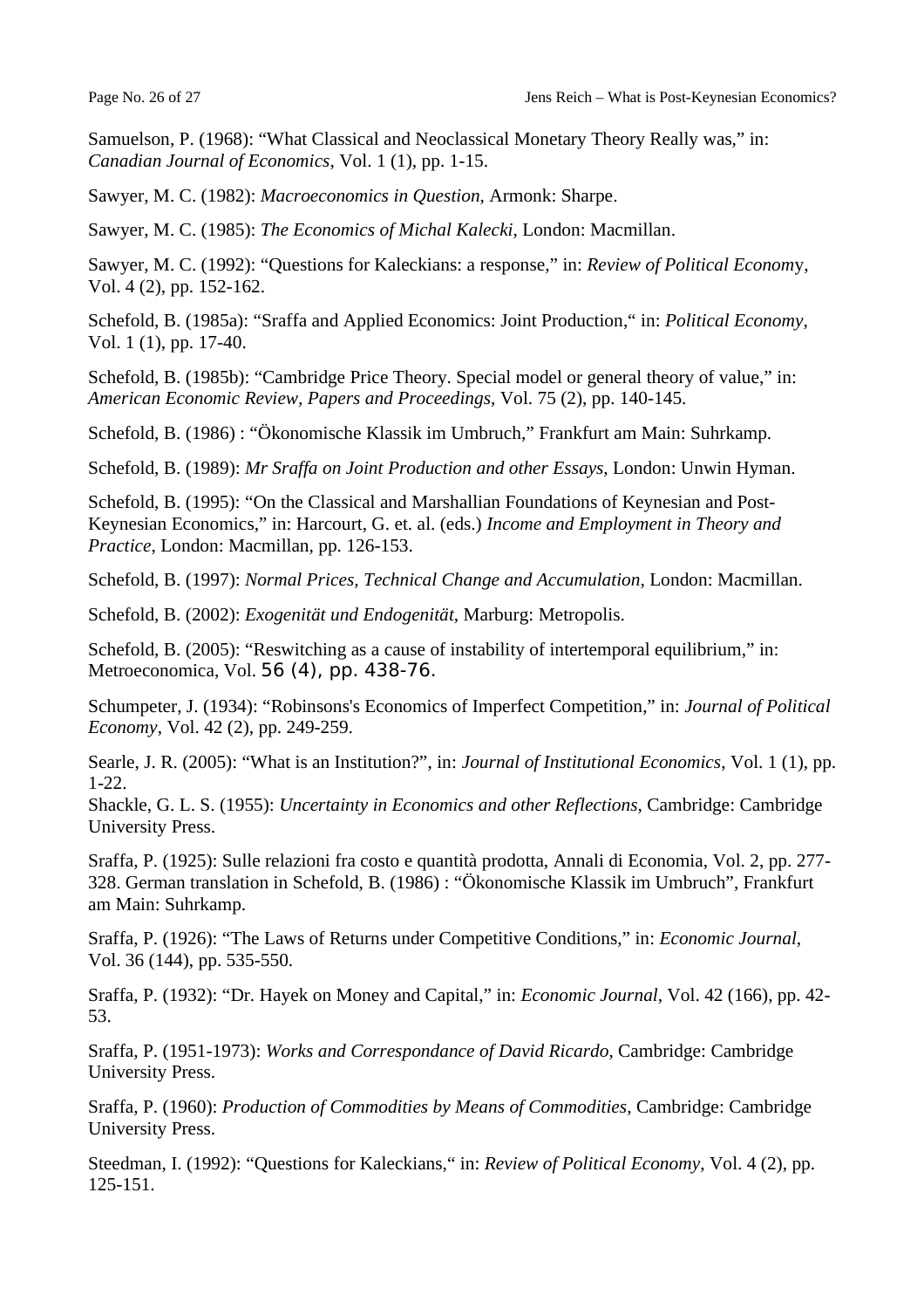Samuelson, P. (1968): “What Classical and Neoclassical Monetary Theory Really was,” in: *Canadian Journal of Economics*, Vol. 1 (1), pp. 1-15.

Sawyer, M. C. (1982): *Macroeconomics in Question*, Armonk: Sharpe.

Sawyer, M. C. (1985): *The Economics of Michal Kalecki*, London: Macmillan.

Sawyer, M. C. (1992): “Questions for Kaleckians: a response,” in: *Review of Political Economy*, Vol. 4 (2), pp. 152-162.

Schefold, B. (1985a): “Sraffa and Applied Economics: Joint Production,“ in: *Political Economy*, Vol. 1 (1), pp. 17-40.

Schefold, B. (1985b): “Cambridge Price Theory. Special model or general theory of value,” in: *American Economic Review, Papers and Proceedings*, Vol. 75 (2), pp. 140-145.

Schefold, B. (1986) : “Ökonomische Klassik im Umbruch,” Frankfurt am Main: Suhrkamp.

Schefold, B. (1989): *Mr Sraffa on Joint Production and other Essays*, London: Unwin Hyman.

Schefold, B. (1995): “On the Classical and Marshallian Foundations of Keynesian and Post-Keynesian Economics,” in: Harcourt, G. et. al. (eds.) *Income and Employment in Theory and Practice*, London: Macmillan, pp. 126-153.

Schefold, B. (1997): *Normal Prices, Technical Change and Accumulation*, London: Macmillan.

Schefold, B. (2002): *Exogenität und Endogenität*, Marburg: Metropolis.

Schefold, B. (2005): “Reswitching as a cause of instability of intertemporal equilibrium,” in: Metroeconomica, Vol. 56 (4), pp. 438-76.

Schumpeter, J. (1934): “Robinsons's Economics of Imperfect Competition,” in: *Journal of Political Economy*, Vol. 42 (2), pp. 249-259.

Searle, J. R. (2005): “What is an Institution?”, in: *Journal of Institutional Economics*, Vol. 1 (1), pp. 1-22.

Shackle, G. L. S. (1955): *Uncertainty in Economics and other Reflections*, Cambridge: Cambridge University Press.

Sraffa, P. (1925): Sulle relazioni fra costo e quantità prodotta, Annali di Economia, Vol. 2, pp. 277-328. German translation in Schefold, B. (1986) : “Ökonomische Klassik im Umbruch”, Frankfurt am Main: Suhrkamp.

Sraffa, P. (1926): “The Laws of Returns under Competitive Conditions,” in: *Economic Journal*, Vol. 36 (144), pp. 535-550.

Sraffa, P. (1932): “Dr. Hayek on Money and Capital,” in: *Economic Journal*, Vol. 42 (166), pp. 42-53.

Sraffa, P. (1951-1973): *Works and Correspondance of David Ricardo*, Cambridge: Cambridge University Press.

Sraffa, P. (1960): *Production of Commodities by Means of Commodities*, Cambridge: Cambridge University Press.

Steedman, I. (1992): “Questions for Kaleckians,“ in: *Review of Political Economy*, Vol. 4 (2), pp. 125-151.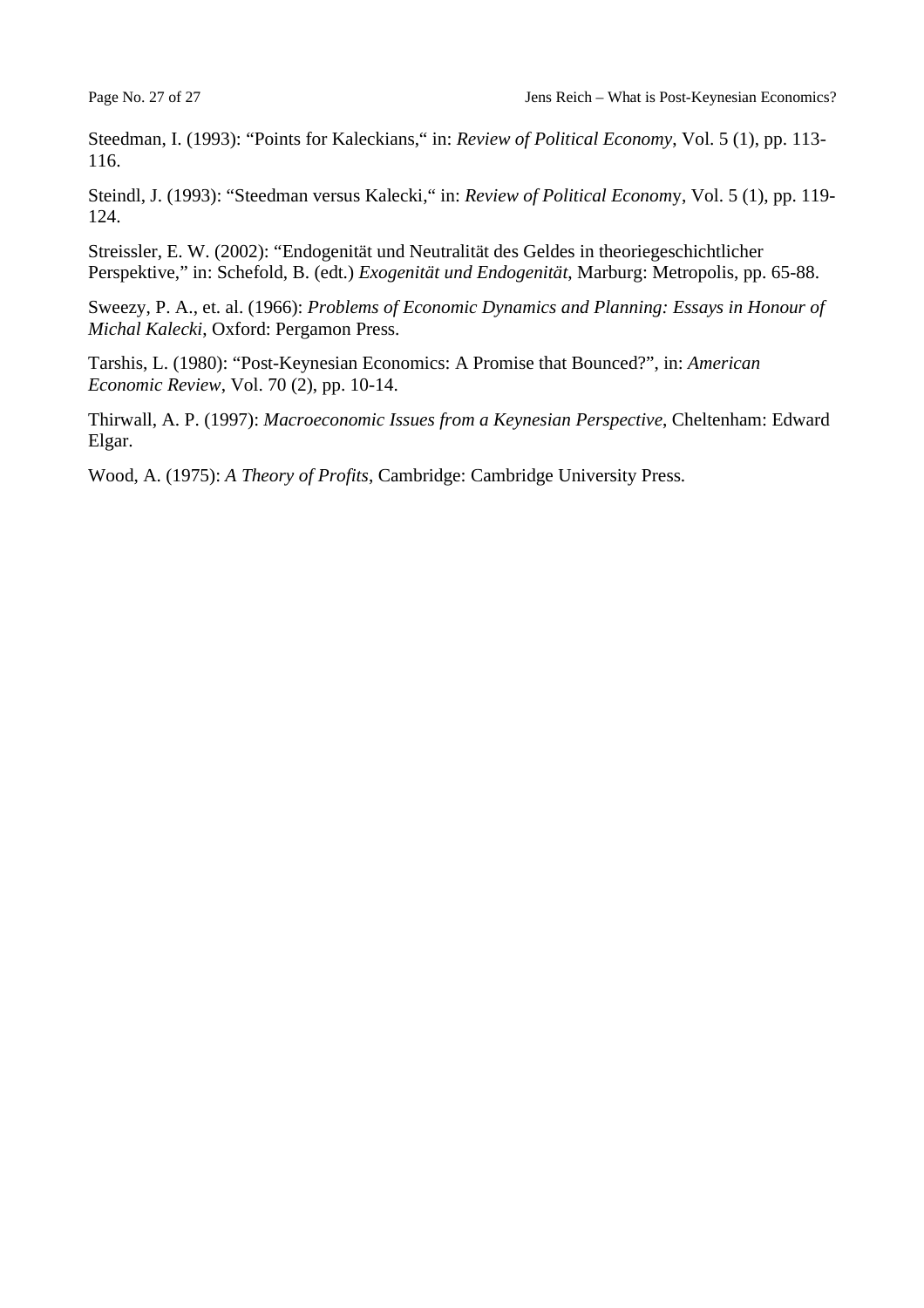Steedman, I. (1993): “Points for Kaleckians,“ in: *Review of Political Economy*, Vol. 5 (1), pp. 113-116.

Steindl, J. (1993): “Steedman versus Kalecki,“ in: *Review of Political Economy*, Vol. 5 (1), pp. 119-124.

Streissler, E. W. (2002): “Endogenität und Neutralität des Geldes in theoriegeschichtlicher Perspektive,” in: Schefold, B. (edt.) *Exogenität und Endogenität*, Marburg: Metropolis, pp. 65-88.

Sweezy, P. A., et. al. (1966): *Problems of Economic Dynamics and Planning: Essays in Honour of Michal Kalecki*, Oxford: Pergamon Press.

Tarshis, L. (1980): “Post-Keynesian Economics: A Promise that Bounced?”, in: *American Economic Review*, Vol. 70 (2), pp. 10-14.

Thirwall, A. P. (1997): *Macroeconomic Issues from a Keynesian Perspective*, Cheltenham: Edward Elgar.

Wood, A. (1975): *A Theory of Profits*, Cambridge: Cambridge University Press.